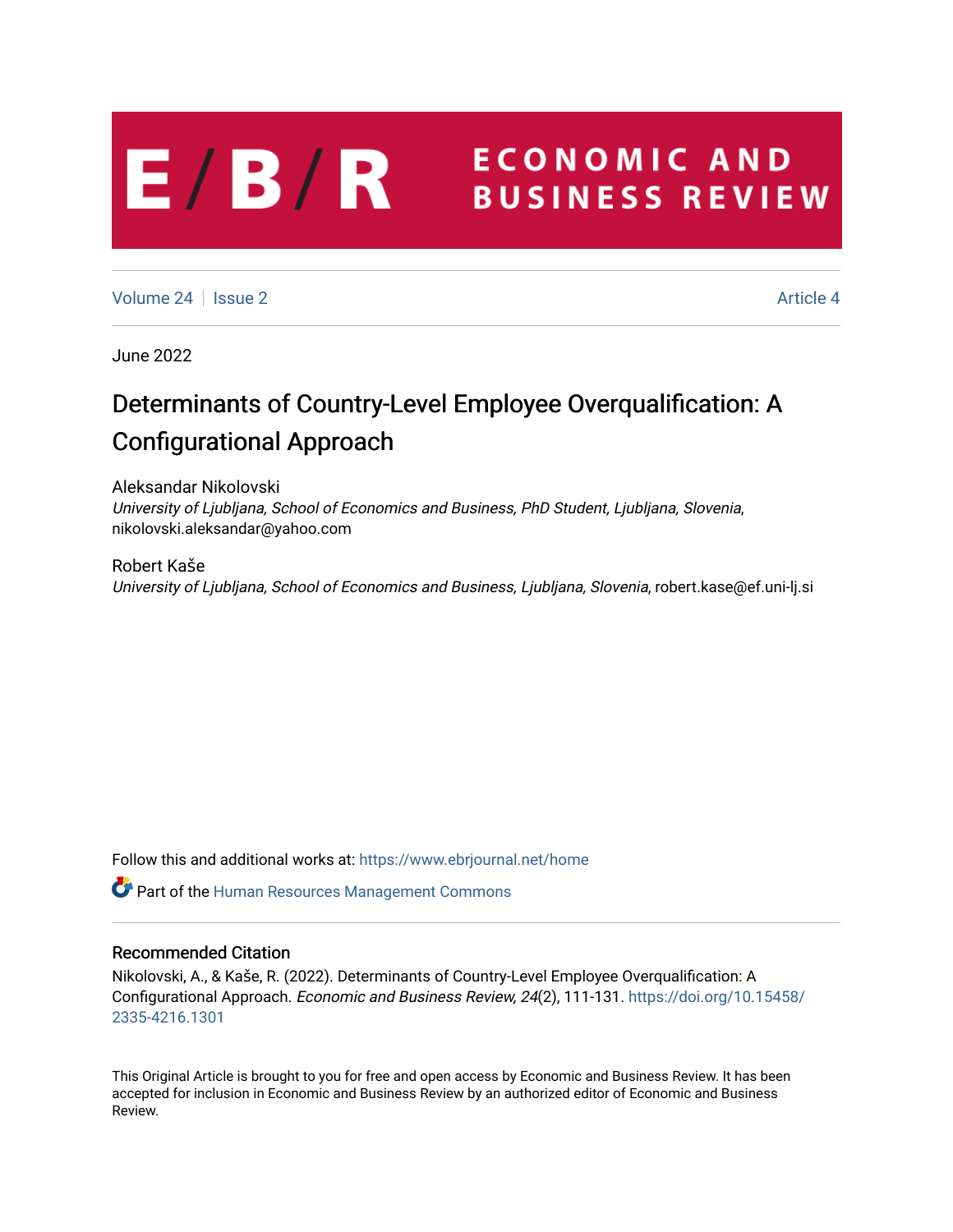# E / B / R ECONOMIC AND BUSINESS REVIEW

Volume 24 | Issue 2 | Article 4

June 2022

# Determinants of Country-Level Employee Overqualification: A Configurational Approach

Aleksandar Nikolovski
*University of Ljubljana, School of Economics and Business, PhD Student, Ljubljana, Slovenia*, nikolovski.aleksandar@yahoo.com

Robert Kaše
*University of Ljubljana, School of Economics and Business, Ljubljana, Slovenia*, robert.kase@ef.uni-lj.si

Follow this and additional works at: https://www.ebrjournal.net/home

Part of the Human Resources Management Commons

## Recommended Citation

Nikolovski, A., & Kaše, R. (2022). Determinants of Country-Level Employee Overqualification: A Configurational Approach. *Economic and Business Review, 24*(2), 111-131. https://doi.org/10.15458/2335-4216.1301

This Original Article is brought to you for free and open access by Economic and Business Review. It has been accepted for inclusion in Economic and Business Review by an authorized editor of Economic and Business Review.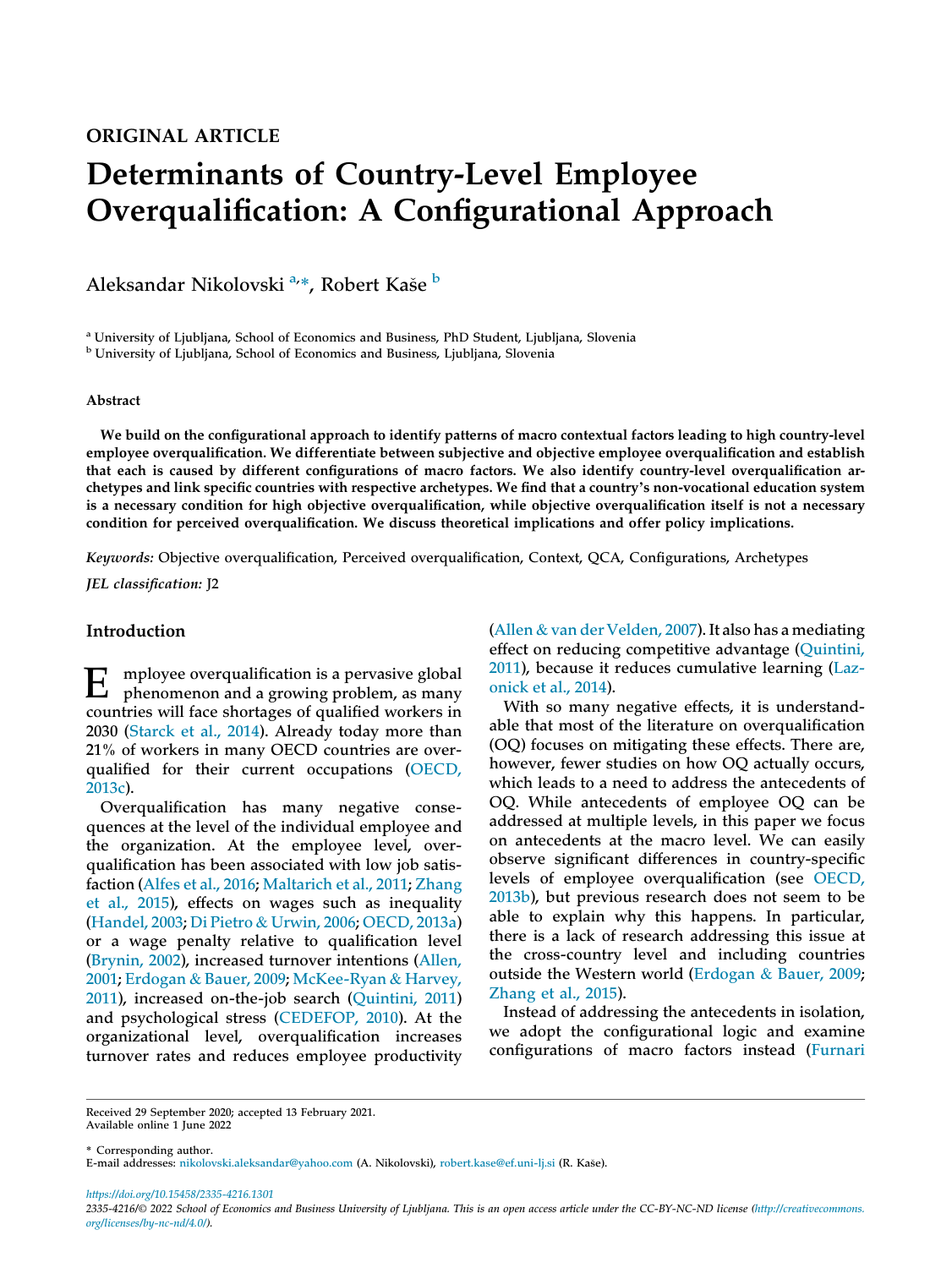ORIGINAL ARTICLE

# Determinants of Country-Level Employee Overqualification: A Configurational Approach

Aleksandar Nikolovski [a,*], Robert Kaše [b]

[a] University of Ljubljana, School of Economics and Business, PhD Student, Ljubljana, Slovenia
[b] University of Ljubljana, School of Economics and Business, Ljubljana, Slovenia

## Abstract

**We build on the configurational approach to identify patterns of macro contextual factors leading to high country-level employee overqualification. We differentiate between subjective and objective employee overqualification and establish that each is caused by different configurations of macro factors. We also identify country-level overqualification archetypes and link specific countries with respective archetypes. We find that a country's non-vocational education system is a necessary condition for high objective overqualification, while objective overqualification itself is not a necessary condition for perceived overqualification. We discuss theoretical implications and offer policy implications.**

*Keywords:* Objective overqualification, Perceived overqualification, Context, QCA, Configurations, Archetypes

*JEL classification:* J2

## Introduction

Employee overqualification is a pervasive global phenomenon and a growing problem, as many countries will face shortages of qualified workers in 2030 (Starck et al., 2014). Already today more than 21% of workers in many OECD countries are overqualified for their current occupations (OECD, 2013c).

Overqualification has many negative consequences at the level of the individual employee and the organization. At the employee level, overqualification has been associated with low job satisfaction (Alfes et al., 2016; Maltarich et al., 2011; Zhang et al., 2015), effects on wages such as inequality (Handel, 2003; Di Pietro & Urwin, 2006; OECD, 2013a) or a wage penalty relative to qualification level (Brynin, 2002), increased turnover intentions (Allen, 2001; Erdogan & Bauer, 2009; McKee-Ryan & Harvey, 2011), increased on-the-job search (Quintini, 2011) and psychological stress (CEDEFOP, 2010). At the organizational level, overqualification increases turnover rates and reduces employee productivity (Allen & van der Velden, 2007). It also has a mediating effect on reducing competitive advantage (Quintini, 2011), because it reduces cumulative learning (Lazonick et al., 2014).

With so many negative effects, it is understandable that most of the literature on overqualification (OQ) focuses on mitigating these effects. There are, however, fewer studies on how OQ actually occurs, which leads to a need to address the antecedents of OQ. While antecedents of employee OQ can be addressed at multiple levels, in this paper we focus on antecedents at the macro level. We can easily observe significant differences in country-specific levels of employee overqualification (see OECD, 2013b), but previous research does not seem to be able to explain why this happens. In particular, there is a lack of research addressing this issue at the cross-country level and including countries outside the Western world (Erdogan & Bauer, 2009; Zhang et al., 2015).

Instead of addressing the antecedents in isolation, we adopt the configurational logic and examine configurations of macro factors instead (Furnari

Received 29 September 2020; accepted 13 February 2021.
Available online 1 June 2022

* Corresponding author.
E-mail addresses: nikolovski.aleksandar@yahoo.com (A. Nikolovski), robert.kase@ef.uni-lj.si (R. Kaše).

https://doi.org/10.15458/2335-4216.1301
2335-4216/© 2022 School of Economics and Business University of Ljubljana. This is an open access article under the CC-BY-NC-ND license (http://creativecommons.org/licenses/by-nc-nd/4.0/).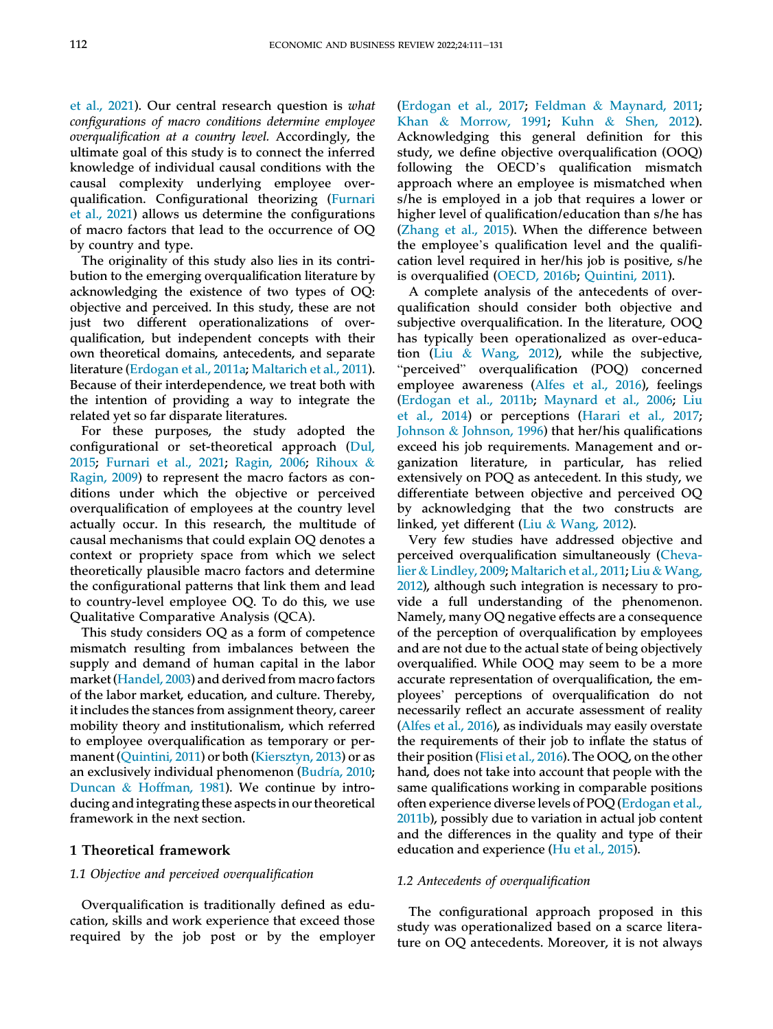et al., 2021). Our central research question is *what configurations of macro conditions determine employee overqualification at a country level.* Accordingly, the ultimate goal of this study is to connect the inferred knowledge of individual causal conditions with the causal complexity underlying employee overqualification. Configurational theorizing (Furnari et al., 2021) allows us determine the configurations of macro factors that lead to the occurrence of OQ by country and type.

The originality of this study also lies in its contribution to the emerging overqualification literature by acknowledging the existence of two types of OQ: objective and perceived. In this study, these are not just two different operationalizations of overqualification, but independent concepts with their own theoretical domains, antecedents, and separate literature (Erdogan et al., 2011a; Maltarich et al., 2011). Because of their interdependence, we treat both with the intention of providing a way to integrate the related yet so far disparate literatures.

For these purposes, the study adopted the configurational or set-theoretical approach (Dul, 2015; Furnari et al., 2021; Ragin, 2006; Rihoux & Ragin, 2009) to represent the macro factors as conditions under which the objective or perceived overqualification of employees at the country level actually occur. In this research, the multitude of causal mechanisms that could explain OQ denotes a context or propriety space from which we select theoretically plausible macro factors and determine the configurational patterns that link them and lead to country-level employee OQ. To do this, we use Qualitative Comparative Analysis (QCA).

This study considers OQ as a form of competence mismatch resulting from imbalances between the supply and demand of human capital in the labor market (Handel, 2003) and derived from macro factors of the labor market, education, and culture. Thereby, it includes the stances from assignment theory, career mobility theory and institutionalism, which referred to employee overqualification as temporary or permanent (Quintini, 2011) or both (Kiersztyn, 2013) or as an exclusively individual phenomenon (Budría, 2010; Duncan & Hoffman, 1981). We continue by introducing and integrating these aspects in our theoretical framework in the next section.

## 1 Theoretical framework

### *1.1 Objective and perceived overqualification*

Overqualification is traditionally defined as education, skills and work experience that exceed those required by the job post or by the employer (Erdogan et al., 2017; Feldman & Maynard, 2011; Khan & Morrow, 1991; Kuhn & Shen, 2012). Acknowledging this general definition for this study, we define objective overqualification (OOQ) following the OECD's qualification mismatch approach where an employee is mismatched when s/he is employed in a job that requires a lower or higher level of qualification/education than s/he has (Zhang et al., 2015). When the difference between the employee's qualification level and the qualification level required in her/his job is positive, s/he is overqualified (OECD, 2016b; Quintini, 2011).

A complete analysis of the antecedents of overqualification should consider both objective and subjective overqualification. In the literature, OOQ has typically been operationalized as over-education (Liu & Wang, 2012), while the subjective, "perceived" overqualification (POQ) concerned employee awareness (Alfes et al., 2016), feelings (Erdogan et al., 2011b; Maynard et al., 2006; Liu et al., 2014) or perceptions (Harari et al., 2017; Johnson & Johnson, 1996) that her/his qualifications exceed his job requirements. Management and organization literature, in particular, has relied extensively on POQ as antecedent. In this study, we differentiate between objective and perceived OQ by acknowledging that the two constructs are linked, yet different (Liu & Wang, 2012).

Very few studies have addressed objective and perceived overqualification simultaneously (Chevalier & Lindley, 2009; Maltarich et al., 2011; Liu & Wang, 2012), although such integration is necessary to provide a full understanding of the phenomenon. Namely, many OQ negative effects are a consequence of the perception of overqualification by employees and are not due to the actual state of being objectively overqualified. While OOQ may seem to be a more accurate representation of overqualification, the employees' perceptions of overqualification do not necessarily reflect an accurate assessment of reality (Alfes et al., 2016), as individuals may easily overstate the requirements of their job to inflate the status of their position (Flisi et al., 2016). The OOQ, on the other hand, does not take into account that people with the same qualifications working in comparable positions often experience diverse levels of POQ (Erdogan et al., 2011b), possibly due to variation in actual job content and the differences in the quality and type of their education and experience (Hu et al., 2015).

### *1.2 Antecedents of overqualification*

The configurational approach proposed in this study was operationalized based on a scarce literature on OQ antecedents. Moreover, it is not always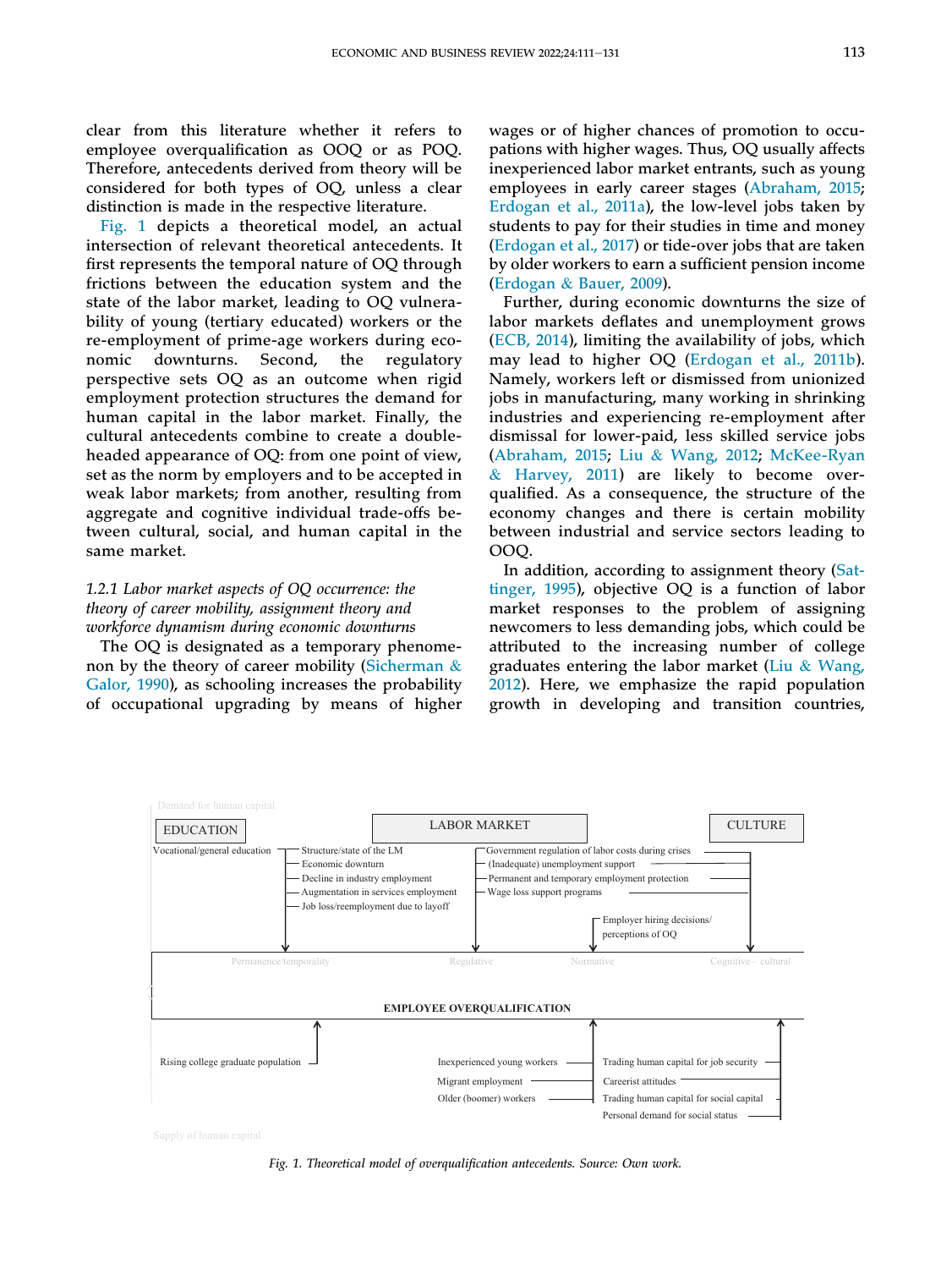clear from this literature whether it refers to employee overqualification as OOQ or as POQ. Therefore, antecedents derived from theory will be considered for both types of OQ, unless a clear distinction is made in the respective literature.

Fig. 1 depicts a theoretical model, an actual intersection of relevant theoretical antecedents. It first represents the temporal nature of OQ through frictions between the education system and the state of the labor market, leading to OQ vulnerability of young (tertiary educated) workers or the re-employment of prime-age workers during economic downturns. Second, the regulatory perspective sets OQ as an outcome when rigid employment protection structures the demand for human capital in the labor market. Finally, the cultural antecedents combine to create a double-headed appearance of OQ: from one point of view, set as the norm by employers and to be accepted in weak labor markets; from another, resulting from aggregate and cognitive individual trade-offs between cultural, social, and human capital in the same market.

### *1.2.1 Labor market aspects of OQ occurrence: the theory of career mobility, assignment theory and workforce dynamism during economic downturns*

The OQ is designated as a temporary phenomenon by the theory of career mobility (Sicherman & Galor, 1990), as schooling increases the probability of occupational upgrading by means of higher wages or of higher chances of promotion to occupations with higher wages. Thus, OQ usually affects inexperienced labor market entrants, such as young employees in early career stages (Abraham, 2015; Erdogan et al., 2011a), the low-level jobs taken by students to pay for their studies in time and money (Erdogan et al., 2017) or tide-over jobs that are taken by older workers to earn a sufficient pension income (Erdogan & Bauer, 2009).

Further, during economic downturns the size of labor markets deflates and unemployment grows (ECB, 2014), limiting the availability of jobs, which may lead to higher OQ (Erdogan et al., 2011b). Namely, workers left or dismissed from unionized jobs in manufacturing, many working in shrinking industries and experiencing re-employment after dismissal for lower-paid, less skilled service jobs (Abraham, 2015; Liu & Wang, 2012; McKee-Ryan & Harvey, 2011) are likely to become overqualified. As a consequence, the structure of the economy changes and there is certain mobility between industrial and service sectors leading to OOQ.

In addition, according to assignment theory (Sattinger, 1995), objective OQ is a function of labor market responses to the problem of assigning newcomers to less demanding jobs, which could be attributed to the increasing number of college graduates entering the labor market (Liu & Wang, 2012). Here, we emphasize the rapid population growth in developing and transition countries,

Demand for human capital

EDUCATION

LABOR MARKET

CULTURE

Vocational/general education

Structure/state of the LM
Economic downturn
Decline in industry employment
Augmentation in services employment
Job loss/reemployment due to layoff

Government regulation of labor costs during crises
(Inadequate) unemployment support
Permanent and temporary employment protection
Wage loss support programs

Employer hiring decisions/ perceptions of OQ

Permanence/temporality
Regulative
Normative
Cognitive – cultural

EMPLOYEE OVERQUALIFICATION

Rising college graduate population

Inexperienced young workers
Migrant employment
Older (boomer) workers

Trading human capital for job security
Careerist attitudes
Trading human capital for social capital
Personal demand for social status

Supply of human capital

*Fig. 1. Theoretical model of overqualification antecedents. Source: Own work.*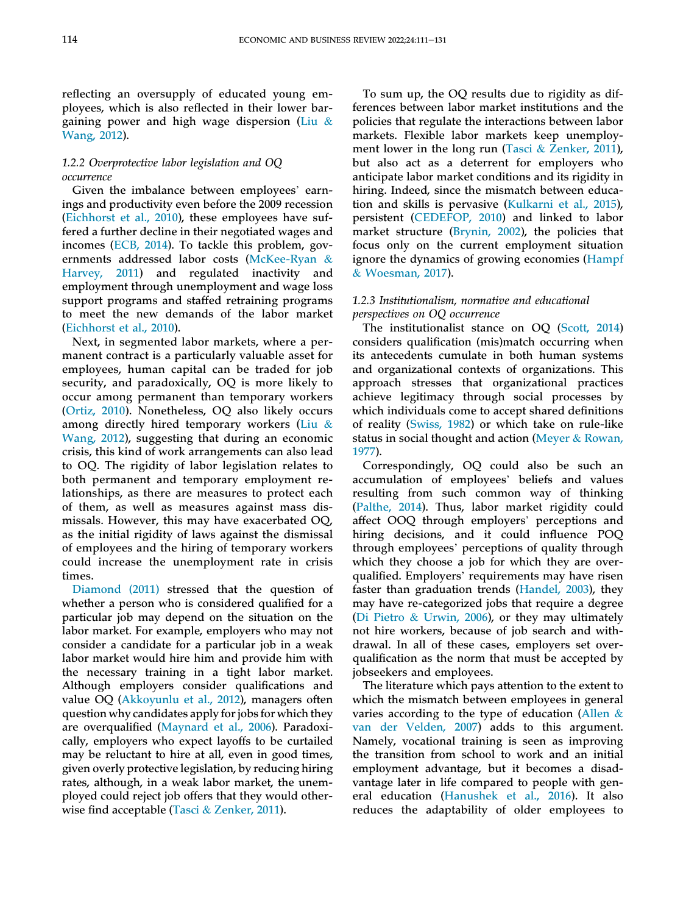reflecting an oversupply of educated young employees, which is also reflected in their lower bargaining power and high wage dispersion (Liu & Wang, 2012).

### 1.2.2 Overprotective labor legislation and OQ occurrence

Given the imbalance between employees' earnings and productivity even before the 2009 recession (Eichhorst et al., 2010), these employees have suffered a further decline in their negotiated wages and incomes (ECB, 2014). To tackle this problem, governments addressed labor costs (McKee-Ryan & Harvey, 2011) and regulated inactivity and employment through unemployment and wage loss support programs and staffed retraining programs to meet the new demands of the labor market (Eichhorst et al., 2010).

Next, in segmented labor markets, where a permanent contract is a particularly valuable asset for employees, human capital can be traded for job security, and paradoxically, OQ is more likely to occur among permanent than temporary workers (Ortiz, 2010). Nonetheless, OQ also likely occurs among directly hired temporary workers (Liu & Wang, 2012), suggesting that during an economic crisis, this kind of work arrangements can also lead to OQ. The rigidity of labor legislation relates to both permanent and temporary employment relationships, as there are measures to protect each of them, as well as measures against mass dismissals. However, this may have exacerbated OQ, as the initial rigidity of laws against the dismissal of employees and the hiring of temporary workers could increase the unemployment rate in crisis times.

Diamond (2011) stressed that the question of whether a person who is considered qualified for a particular job may depend on the situation on the labor market. For example, employers who may not consider a candidate for a particular job in a weak labor market would hire him and provide him with the necessary training in a tight labor market. Although employers consider qualifications and value OQ (Akkoyunlu et al., 2012), managers often question why candidates apply for jobs for which they are overqualified (Maynard et al., 2006). Paradoxically, employers who expect layoffs to be curtailed may be reluctant to hire at all, even in good times, given overly protective legislation, by reducing hiring rates, although, in a weak labor market, the unemployed could reject job offers that they would otherwise find acceptable (Tasci & Zenker, 2011).

To sum up, the OQ results due to rigidity as differences between labor market institutions and the policies that regulate the interactions between labor markets. Flexible labor markets keep unemployment lower in the long run (Tasci & Zenker, 2011), but also act as a deterrent for employers who anticipate labor market conditions and its rigidity in hiring. Indeed, since the mismatch between education and skills is pervasive (Kulkarni et al., 2015), persistent (CEDEFOP, 2010) and linked to labor market structure (Brynin, 2002), the policies that focus only on the current employment situation ignore the dynamics of growing economies (Hampf & Woesman, 2017).

### 1.2.3 Institutionalism, normative and educational perspectives on OQ occurrence

The institutionalist stance on OQ (Scott, 2014) considers qualification (mis)match occurring when its antecedents cumulate in both human systems and organizational contexts of organizations. This approach stresses that organizational practices achieve legitimacy through social processes by which individuals come to accept shared definitions of reality (Swiss, 1982) or which take on rule-like status in social thought and action (Meyer & Rowan, 1977).

Correspondingly, OQ could also be such an accumulation of employees' beliefs and values resulting from such common way of thinking (Palthe, 2014). Thus, labor market rigidity could affect OOQ through employers' perceptions and hiring decisions, and it could influence POQ through employees' perceptions of quality through which they choose a job for which they are overqualified. Employers' requirements may have risen faster than graduation trends (Handel, 2003), they may have re-categorized jobs that require a degree (Di Pietro & Urwin, 2006), or they may ultimately not hire workers, because of job search and withdrawal. In all of these cases, employers set overqualification as the norm that must be accepted by jobseekers and employees.

The literature which pays attention to the extent to which the mismatch between employees in general varies according to the type of education (Allen & van der Velden, 2007) adds to this argument. Namely, vocational training is seen as improving the transition from school to work and an initial employment advantage, but it becomes a disadvantage later in life compared to people with general education (Hanushek et al., 2016). It also reduces the adaptability of older employees to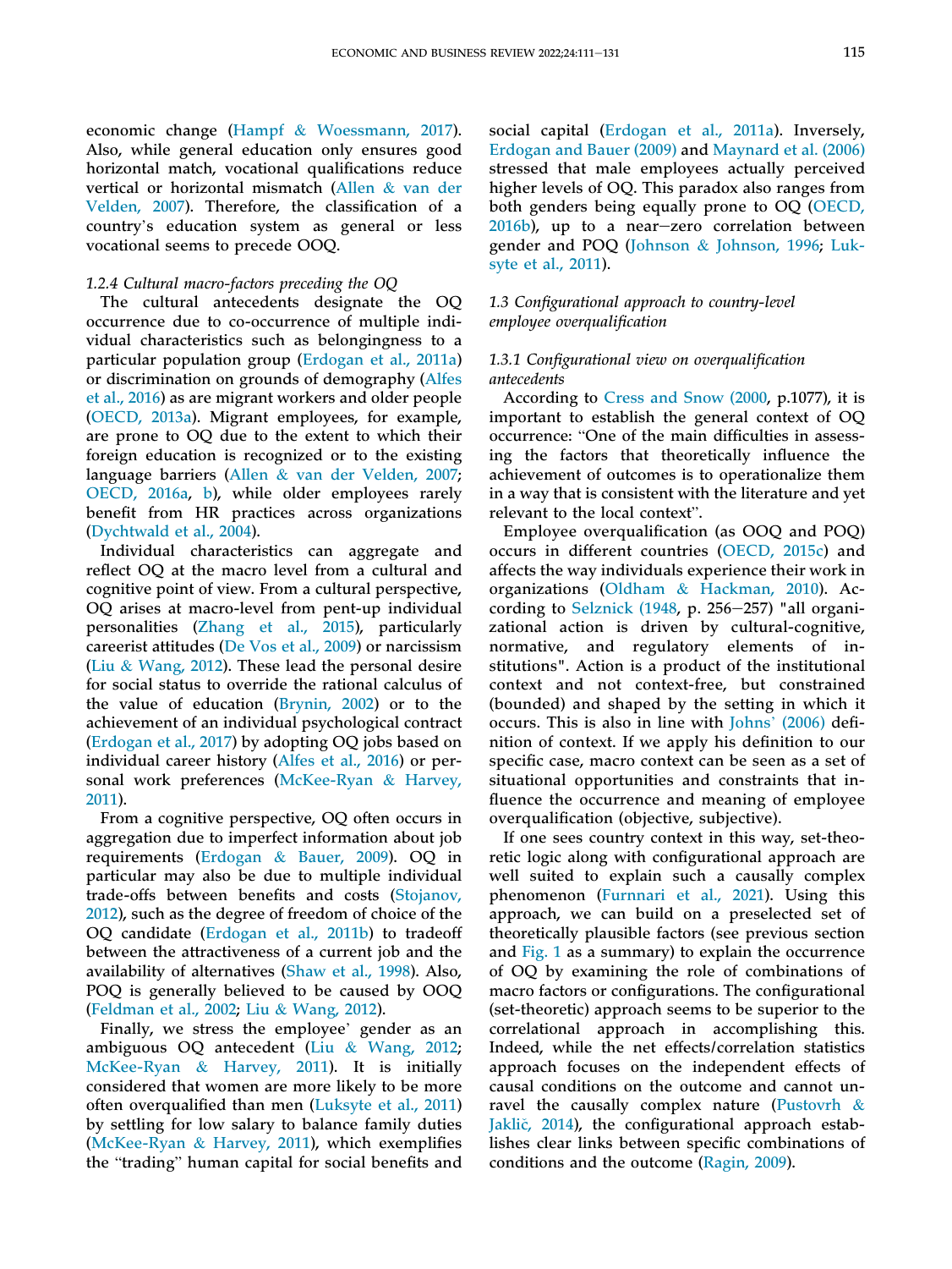economic change (Hampf & Woessmann, 2017). Also, while general education only ensures good horizontal match, vocational qualifications reduce vertical or horizontal mismatch (Allen & van der Velden, 2007). Therefore, the classification of a country's education system as general or less vocational seems to precede OOQ.

#### 1.2.4 Cultural macro-factors preceding the OQ

The cultural antecedents designate the OQ occurrence due to co-occurrence of multiple individual characteristics such as belongingness to a particular population group (Erdogan et al., 2011a) or discrimination on grounds of demography (Alfes et al., 2016) as are migrant workers and older people (OECD, 2013a). Migrant employees, for example, are prone to OQ due to the extent to which their foreign education is recognized or to the existing language barriers (Allen & van der Velden, 2007; OECD, 2016a, b), while older employees rarely benefit from HR practices across organizations (Dychtwald et al., 2004).

Individual characteristics can aggregate and reflect OQ at the macro level from a cultural and cognitive point of view. From a cultural perspective, OQ arises at macro-level from pent-up individual personalities (Zhang et al., 2015), particularly careerist attitudes (De Vos et al., 2009) or narcissism (Liu & Wang, 2012). These lead the personal desire for social status to override the rational calculus of the value of education (Brynin, 2002) or to the achievement of an individual psychological contract (Erdogan et al., 2017) by adopting OQ jobs based on individual career history (Alfes et al., 2016) or personal work preferences (McKee-Ryan & Harvey, 2011).

From a cognitive perspective, OQ often occurs in aggregation due to imperfect information about job requirements (Erdogan & Bauer, 2009). OQ in particular may also be due to multiple individual trade-offs between benefits and costs (Stojanov, 2012), such as the degree of freedom of choice of the OQ candidate (Erdogan et al., 2011b) to tradeoff between the attractiveness of a current job and the availability of alternatives (Shaw et al., 1998). Also, POQ is generally believed to be caused by OOQ (Feldman et al., 2002; Liu & Wang, 2012).

Finally, we stress the employee' gender as an ambiguous OQ antecedent (Liu & Wang, 2012; McKee-Ryan & Harvey, 2011). It is initially considered that women are more likely to be more often overqualified than men (Luksyte et al., 2011) by settling for low salary to balance family duties (McKee-Ryan & Harvey, 2011), which exemplifies the "trading" human capital for social benefits and social capital (Erdogan et al., 2011a). Inversely, Erdogan and Bauer (2009) and Maynard et al. (2006) stressed that male employees actually perceived higher levels of OQ. This paradox also ranges from both genders being equally prone to OQ (OECD, 2016b), up to a near−zero correlation between gender and POQ (Johnson & Johnson, 1996; Luksyte et al., 2011).

### 1.3 Configurational approach to country-level employee overqualification

#### 1.3.1 Configurational view on overqualification antecedents

According to Cress and Snow (2000, p.1077), it is important to establish the general context of OQ occurrence: "One of the main difficulties in assessing the factors that theoretically influence the achievement of outcomes is to operationalize them in a way that is consistent with the literature and yet relevant to the local context".

Employee overqualification (as OOQ and POQ) occurs in different countries (OECD, 2015c) and affects the way individuals experience their work in organizations (Oldham & Hackman, 2010). According to Selznick (1948, p. 256−257) "all organizational action is driven by cultural-cognitive, normative, and regulatory elements of institutions". Action is a product of the institutional context and not context-free, but constrained (bounded) and shaped by the setting in which it occurs. This is also in line with Johns' (2006) definition of context. If we apply his definition to our specific case, macro context can be seen as a set of situational opportunities and constraints that influence the occurrence and meaning of employee overqualification (objective, subjective).

If one sees country context in this way, set-theoretic logic along with configurational approach are well suited to explain such a causally complex phenomenon (Furnnari et al., 2021). Using this approach, we can build on a preselected set of theoretically plausible factors (see previous section and Fig. 1 as a summary) to explain the occurrence of OQ by examining the role of combinations of macro factors or configurations. The configurational (set-theoretic) approach seems to be superior to the correlational approach in accomplishing this. Indeed, while the net effects/correlation statistics approach focuses on the independent effects of causal conditions on the outcome and cannot unravel the causally complex nature (Pustovrh & Jaklič, 2014), the configurational approach establishes clear links between specific combinations of conditions and the outcome (Ragin, 2009).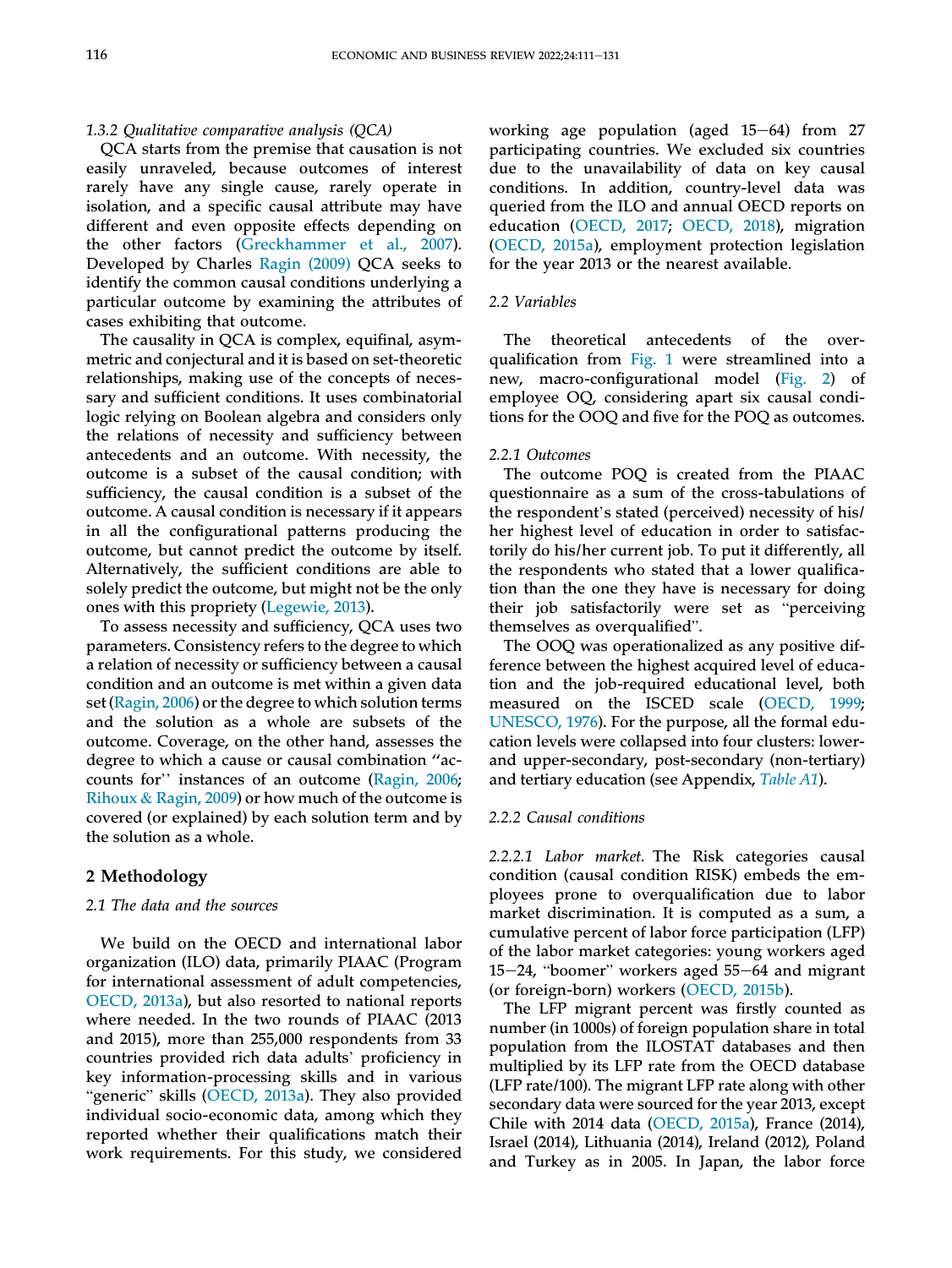### 1.3.2 Qualitative comparative analysis (QCA)

QCA starts from the premise that causation is not easily unraveled, because outcomes of interest rarely have any single cause, rarely operate in isolation, and a specific causal attribute may have different and even opposite effects depending on the other factors (Greckhammer et al., 2007). Developed by Charles Ragin (2009) QCA seeks to identify the common causal conditions underlying a particular outcome by examining the attributes of cases exhibiting that outcome.

The causality in QCA is complex, equifinal, asymmetric and conjectural and it is based on set-theoretic relationships, making use of the concepts of necessary and sufficient conditions. It uses combinatorial logic relying on Boolean algebra and considers only the relations of necessity and sufficiency between antecedents and an outcome. With necessity, the outcome is a subset of the causal condition; with sufficiency, the causal condition is a subset of the outcome. A causal condition is necessary if it appears in all the configurational patterns producing the outcome, but cannot predict the outcome by itself. Alternatively, the sufficient conditions are able to solely predict the outcome, but might not be the only ones with this propriety (Legewie, 2013).

To assess necessity and sufficiency, QCA uses two parameters. Consistency refers to the degree to which a relation of necessity or sufficiency between a causal condition and an outcome is met within a given data set (Ragin, 2006) or the degree to which solution terms and the solution as a whole are subsets of the outcome. Coverage, on the other hand, assesses the degree to which a cause or causal combination ''accounts for'' instances of an outcome (Ragin, 2006; Rihoux & Ragin, 2009) or how much of the outcome is covered (or explained) by each solution term and by the solution as a whole.

## 2 Methodology

### 2.1 The data and the sources

We build on the OECD and international labor organization (ILO) data, primarily PIAAC (Program for international assessment of adult competencies, OECD, 2013a), but also resorted to national reports where needed. In the two rounds of PIAAC (2013 and 2015), more than 255,000 respondents from 33 countries provided rich data adults' proficiency in key information-processing skills and in various "generic" skills (OECD, 2013a). They also provided individual socio-economic data, among which they reported whether their qualifications match their work requirements. For this study, we considered working age population (aged 15–64) from 27 participating countries. We excluded six countries due to the unavailability of data on key causal conditions. In addition, country-level data was queried from the ILO and annual OECD reports on education (OECD, 2017; OECD, 2018), migration (OECD, 2015a), employment protection legislation for the year 2013 or the nearest available.

### 2.2 Variables

The theoretical antecedents of the overqualification from Fig. 1 were streamlined into a new, macro-configurational model (Fig. 2) of employee OQ, considering apart six causal conditions for the OOQ and five for the POQ as outcomes.

#### 2.2.1 Outcomes

The outcome POQ is created from the PIAAC questionnaire as a sum of the cross-tabulations of the respondent's stated (perceived) necessity of his/her highest level of education in order to satisfactorily do his/her current job. To put it differently, all the respondents who stated that a lower qualification than the one they have is necessary for doing their job satisfactorily were set as "perceiving themselves as overqualified".

The OOQ was operationalized as any positive difference between the highest acquired level of education and the job-required educational level, both measured on the ISCED scale (OECD, 1999; UNESCO, 1976). For the purpose, all the formal education levels were collapsed into four clusters: lower- and upper-secondary, post-secondary (non-tertiary) and tertiary education (see Appendix, *Table A1*).

#### 2.2.2 Causal conditions

*2.2.2.1 Labor market.* The Risk categories causal condition (causal condition RISK) embeds the employees prone to overqualification due to labor market discrimination. It is computed as a sum, a cumulative percent of labor force participation (LFP) of the labor market categories: young workers aged 15–24, "boomer" workers aged 55–64 and migrant (or foreign-born) workers (OECD, 2015b).

The LFP migrant percent was firstly counted as number (in 1000s) of foreign population share in total population from the ILOSTAT databases and then multiplied by its LFP rate from the OECD database (LFP rate/100). The migrant LFP rate along with other secondary data were sourced for the year 2013, except Chile with 2014 data (OECD, 2015a), France (2014), Israel (2014), Lithuania (2014), Ireland (2012), Poland and Turkey as in 2005. In Japan, the labor force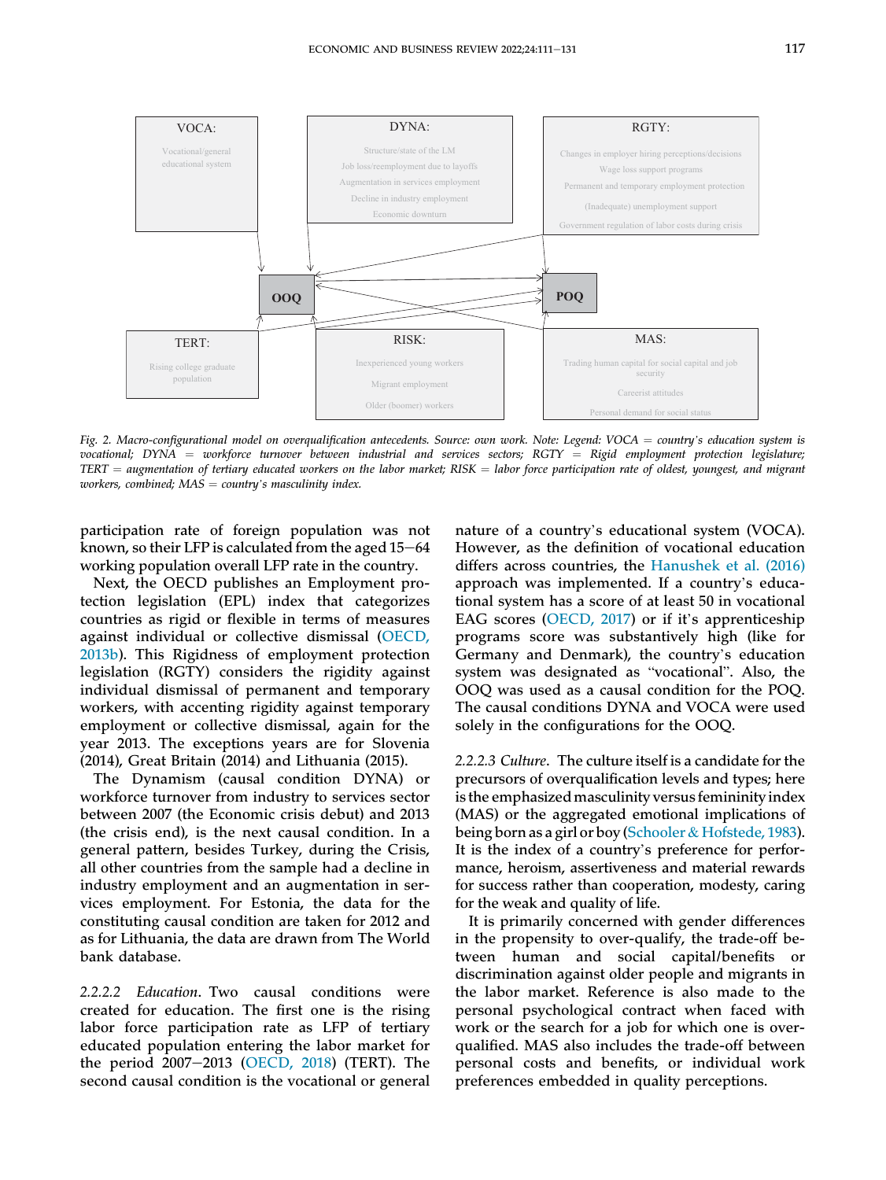VOCA:

Vocational/general educational system

DYNA:

Structure/state of the LM

Job loss/reemployment due to layoffs

Augmentation in services employment

Decline in industry employment

Economic downturn

RGTY:

Changes in employer hiring perceptions/decisions

Wage loss support programs

Permanent and temporary employment protection

(Inadequate) unemployment support

Government regulation of labor costs during crisis

OOQ

POQ

TERT:

Rising college graduate population

RISK:

Inexperienced young workers

Migrant employment

Older (boomer) workers

MAS:

Trading human capital for social capital and job security

Careerist attitudes

Personal demand for social status

*Fig. 2. Macro-configurational model on overqualification antecedents. Source: own work. Note: Legend: VOCA = country's education system is vocational; DYNA = workforce turnover between industrial and services sectors; RGTY = Rigid employment protection legislature; TERT = augmentation of tertiary educated workers on the labor market; RISK = labor force participation rate of oldest, youngest, and migrant workers, combined; MAS = country's masculinity index.*

participation rate of foreign population was not known, so their LFP is calculated from the aged 15–64 working population overall LFP rate in the country.

Next, the OECD publishes an Employment protection legislation (EPL) index that categorizes countries as rigid or flexible in terms of measures against individual or collective dismissal (OECD, 2013b). This Rigidness of employment protection legislation (RGTY) considers the rigidity against individual dismissal of permanent and temporary workers, with accenting rigidity against temporary employment or collective dismissal, again for the year 2013. The exceptions years are for Slovenia (2014), Great Britain (2014) and Lithuania (2015).

The Dynamism (causal condition DYNA) or workforce turnover from industry to services sector between 2007 (the Economic crisis debut) and 2013 (the crisis end), is the next causal condition. In a general pattern, besides Turkey, during the Crisis, all other countries from the sample had a decline in industry employment and an augmentation in services employment. For Estonia, the data for the constituting causal condition are taken for 2012 and as for Lithuania, the data are drawn from The World bank database.

2.2.2.2 *Education*. Two causal conditions were created for education. The first one is the rising labor force participation rate as LFP of tertiary educated population entering the labor market for the period 2007–2013 (OECD, 2018) (TERT). The second causal condition is the vocational or general nature of a country's educational system (VOCA). However, as the definition of vocational education differs across countries, the Hanushek et al. (2016) approach was implemented. If a country's educational system has a score of at least 50 in vocational EAG scores (OECD, 2017) or if it's apprenticeship programs score was substantively high (like for Germany and Denmark), the country's education system was designated as "vocational". Also, the OOQ was used as a causal condition for the POQ. The causal conditions DYNA and VOCA were used solely in the configurations for the OOQ.

2.2.2.3 *Culture*. The culture itself is a candidate for the precursors of overqualification levels and types; here is the emphasized masculinity versus femininity index (MAS) or the aggregated emotional implications of being born as a girl or boy (Schooler & Hofstede, 1983). It is the index of a country's preference for performance, heroism, assertiveness and material rewards for success rather than cooperation, modesty, caring for the weak and quality of life.

It is primarily concerned with gender differences in the propensity to over-qualify, the trade-off between human and social capital/benefits or discrimination against older people and migrants in the labor market. Reference is also made to the personal psychological contract when faced with work or the search for a job for which one is overqualified. MAS also includes the trade-off between personal costs and benefits, or individual work preferences embedded in quality perceptions.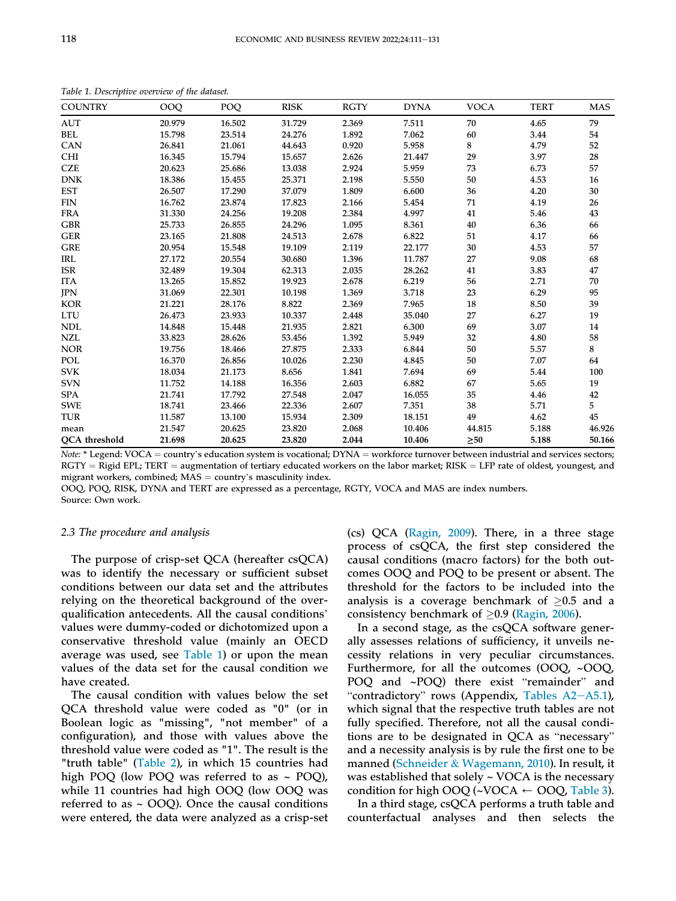*Table 1. Descriptive overview of the dataset.*

| COUNTRY | OOQ | POQ | RISK | RGTY | DYNA | VOCA | TERT | MAS |
|---|---|---|---|---|---|---|---|---|
| AUT | 20.979 | 16.502 | 31.729 | 2.369 | 7.511 | 70 | 4.65 | 79 |
| BEL | 15.798 | 23.514 | 24.276 | 1.892 | 7.062 | 60 | 3.44 | 54 |
| CAN | 26.841 | 21.061 | 44.643 | 0.920 | 5.958 | 8 | 4.79 | 52 |
| CHI | 16.345 | 15.794 | 15.657 | 2.626 | 21.447 | 29 | 3.97 | 28 |
| CZE | 20.623 | 25.686 | 13.038 | 2.924 | 5.959 | 73 | 6.73 | 57 |
| DNK | 18.386 | 15.455 | 25.371 | 2.198 | 5.550 | 50 | 4.53 | 16 |
| EST | 26.507 | 17.290 | 37.079 | 1.809 | 6.600 | 36 | 4.20 | 30 |
| FIN | 16.762 | 23.874 | 17.823 | 2.166 | 5.454 | 71 | 4.19 | 26 |
| FRA | 31.330 | 24.256 | 19.208 | 2.384 | 4.997 | 41 | 5.46 | 43 |
| GBR | 25.733 | 26.855 | 24.296 | 1.095 | 8.361 | 40 | 6.36 | 66 |
| GER | 23.165 | 21.808 | 24.513 | 2.678 | 6.822 | 51 | 4.17 | 66 |
| GRE | 20.954 | 15.548 | 19.109 | 2.119 | 22.177 | 30 | 4.53 | 57 |
| IRL | 27.172 | 20.554 | 30.680 | 1.396 | 11.787 | 27 | 9.08 | 68 |
| ISR | 32.489 | 19.304 | 62.313 | 2.035 | 28.262 | 41 | 3.83 | 47 |
| ITA | 13.265 | 15.852 | 19.923 | 2.678 | 6.219 | 56 | 2.71 | 70 |
| JPN | 31.069 | 22.301 | 10.198 | 1.369 | 3.718 | 23 | 6.29 | 95 |
| KOR | 21.221 | 28.176 | 8.822 | 2.369 | 7.965 | 18 | 8.50 | 39 |
| LTU | 26.473 | 23.933 | 10.337 | 2.448 | 35.040 | 27 | 6.27 | 19 |
| NDL | 14.848 | 15.448 | 21.935 | 2.821 | 6.300 | 69 | 3.07 | 14 |
| NZL | 33.823 | 28.626 | 53.456 | 1.392 | 5.949 | 32 | 4.80 | 58 |
| NOR | 19.756 | 18.466 | 27.875 | 2.333 | 6.844 | 50 | 5.57 | 8 |
| POL | 16.370 | 26.856 | 10.026 | 2.230 | 4.845 | 50 | 7.07 | 64 |
| SVK | 18.034 | 21.173 | 8.656 | 1.841 | 7.694 | 69 | 5.44 | 100 |
| SVN | 11.752 | 14.188 | 16.356 | 2.603 | 6.882 | 67 | 5.65 | 19 |
| SPA | 21.741 | 17.792 | 27.548 | 2.047 | 16.055 | 35 | 4.46 | 42 |
| SWE | 18.741 | 23.466 | 22.336 | 2.607 | 7.351 | 38 | 5.71 | 5 |
| TUR | 11.587 | 13.100 | 15.934 | 2.309 | 18.151 | 49 | 4.62 | 45 |
| mean | 21.547 | 20.625 | 23.820 | 2.068 | 10.406 | 44.815 | 5.188 | 46.926 |
| **QCA threshold** | **21.698** | **20.625** | **23.820** | **2.044** | **10.406** | **≥50** | **5.188** | **50.166** |

*Note:* * Legend: VOCA = country's education system is vocational; DYNA = workforce turnover between industrial and services sectors; RGTY = Rigid EPL; TERT = augmentation of tertiary educated workers on the labor market; RISK = LFP rate of oldest, youngest, and migrant workers, combined; MAS = country's masculinity index.

OOQ, POQ, RISK, DYNA and TERT are expressed as a percentage, RGTY, VOCA and MAS are index numbers.

Source: Own work.

### 2.3 The procedure and analysis

The purpose of crisp-set QCA (hereafter csQCA) was to identify the necessary or sufficient subset conditions between our data set and the attributes relying on the theoretical background of the over-qualification antecedents. All the causal conditions' values were dummy-coded or dichotomized upon a conservative threshold value (mainly an OECD average was used, see Table 1) or upon the mean values of the data set for the causal condition we have created.

The causal condition with values below the set QCA threshold value were coded as "0" (or in Boolean logic as "missing", "not member" of a configuration), and those with values above the threshold value were coded as "1". The result is the "truth table" (Table 2), in which 15 countries had high POQ (low POQ was referred to as ~ POQ), while 11 countries had high OOQ (low OOQ was referred to as ~ OOQ). Once the causal conditions were entered, the data were analyzed as a crisp-set (cs) QCA (Ragin, 2009). There, in a three stage process of csQCA, the first step considered the causal conditions (macro factors) for the both outcomes OOQ and POQ to be present or absent. The threshold for the factors to be included into the analysis is a coverage benchmark of ≥0.5 and a consistency benchmark of ≥0.9 (Ragin, 2006).

In a second stage, as the csQCA software generally assesses relations of sufficiency, it unveils necessity relations in very peculiar circumstances. Furthermore, for all the outcomes (OOQ, ~OOQ, POQ and ~POQ) there exist "remainder" and "contradictory" rows (Appendix, Tables A2–A5.1), which signal that the respective truth tables are not fully specified. Therefore, not all the causal conditions are to be designated in QCA as "necessary" and a necessity analysis is by rule the first one to be manned (Schneider & Wagemann, 2010). In result, it was established that solely ~ VOCA is the necessary condition for high OOQ (~VOCA ← OOQ, Table 3).

In a third stage, csQCA performs a truth table and counterfactual analyses and then selects the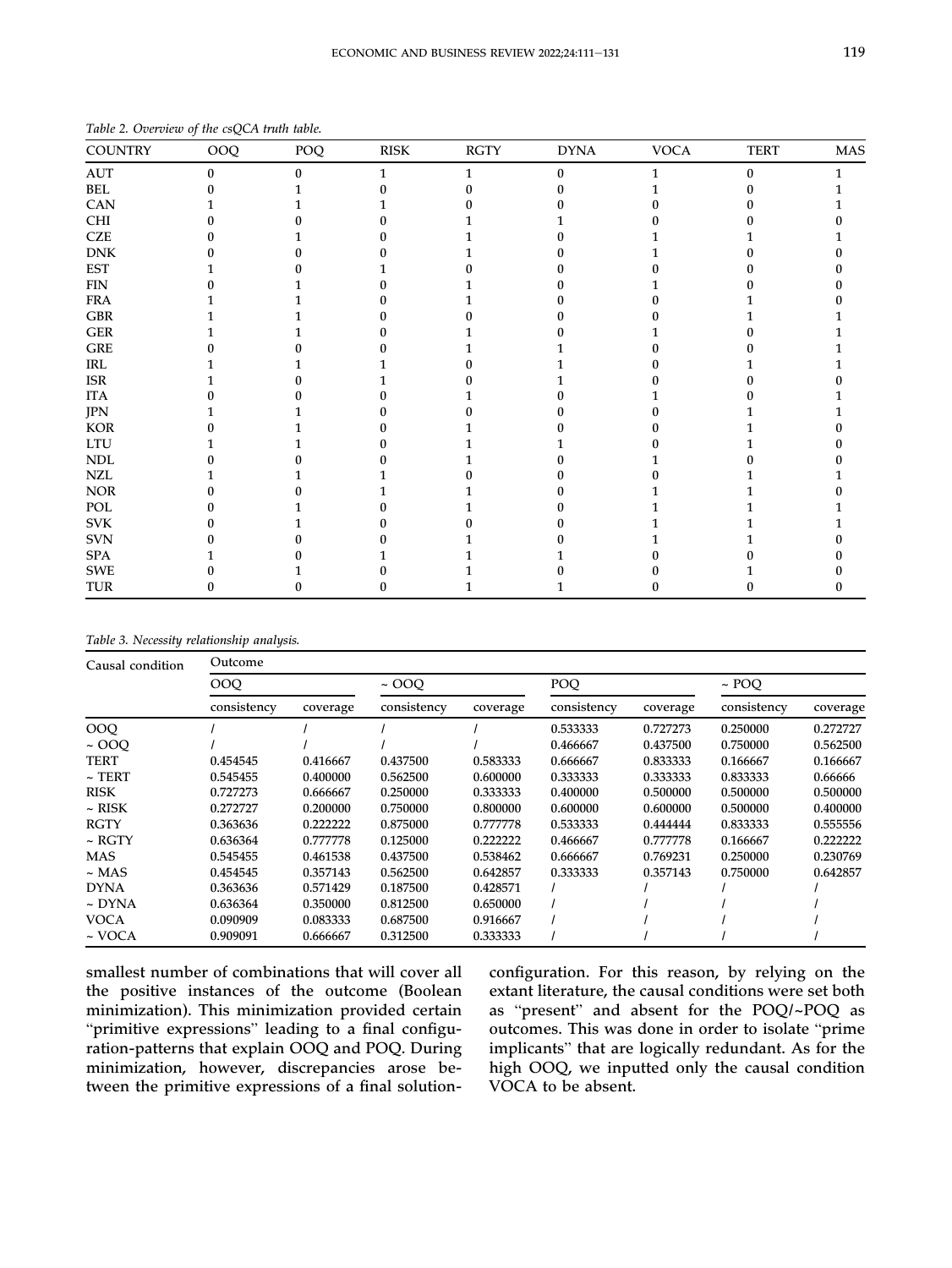*Table 2. Overview of the csQCA truth table.*

| COUNTRY | OOQ | POQ | RISK | RGTY | DYNA | VOCA | TERT | MAS |
|---|---|---|---|---|---|---|---|---|
| AUT | 0 | 0 | 1 | 1 | 0 | 1 | 0 | 1 |
| BEL | 0 | 1 | 0 | 0 | 0 | 1 | 0 | 1 |
| CAN | 1 | 1 | 1 | 0 | 0 | 0 | 0 | 1 |
| CHI | 0 | 0 | 0 | 1 | 1 | 0 | 0 | 0 |
| CZE | 0 | 1 | 0 | 1 | 0 | 1 | 1 | 1 |
| DNK | 0 | 0 | 0 | 1 | 0 | 1 | 0 | 0 |
| EST | 1 | 0 | 1 | 0 | 0 | 0 | 0 | 0 |
| FIN | 0 | 1 | 0 | 1 | 0 | 1 | 0 | 0 |
| FRA | 1 | 1 | 0 | 1 | 0 | 0 | 1 | 0 |
| GBR | 1 | 1 | 0 | 0 | 0 | 0 | 1 | 1 |
| GER | 1 | 1 | 0 | 1 | 0 | 1 | 0 | 1 |
| GRE | 0 | 0 | 0 | 1 | 1 | 0 | 0 | 1 |
| IRL | 1 | 1 | 1 | 0 | 1 | 0 | 1 | 1 |
| ISR | 1 | 0 | 1 | 0 | 1 | 0 | 0 | 0 |
| ITA | 0 | 0 | 0 | 1 | 0 | 1 | 0 | 1 |
| JPN | 1 | 1 | 0 | 0 | 0 | 0 | 1 | 1 |
| KOR | 0 | 1 | 0 | 1 | 0 | 0 | 1 | 0 |
| LTU | 1 | 1 | 0 | 1 | 1 | 0 | 1 | 0 |
| NDL | 0 | 0 | 0 | 1 | 0 | 1 | 0 | 0 |
| NZL | 1 | 1 | 1 | 0 | 0 | 0 | 1 | 1 |
| NOR | 0 | 0 | 1 | 1 | 0 | 1 | 1 | 0 |
| POL | 0 | 1 | 0 | 1 | 0 | 1 | 1 | 1 |
| SVK | 0 | 1 | 0 | 0 | 0 | 1 | 1 | 1 |
| SVN | 0 | 0 | 0 | 1 | 0 | 1 | 1 | 0 |
| SPA | 1 | 0 | 1 | 1 | 1 | 0 | 0 | 0 |
| SWE | 0 | 1 | 0 | 1 | 0 | 0 | 1 | 0 |
| TUR | 0 | 0 | 0 | 1 | 1 | 0 | 0 | 0 |

*Table 3. Necessity relationship analysis.*

| Causal condition | Outcome | | | | | | | |
|---|---|---|---|---|---|---|---|---|
| | OOQ | | ~ OOQ | | POQ | | ~ POQ | |
| | consistency | coverage | consistency | coverage | consistency | coverage | consistency | coverage |
| OOQ | / | / | / | / | 0.533333 | 0.727273 | 0.250000 | 0.272727 |
| ~ OOQ | / | / | / | / | 0.466667 | 0.437500 | 0.750000 | 0.562500 |
| TERT | 0.454545 | 0.416667 | 0.437500 | 0.583333 | 0.666667 | 0.833333 | 0.166667 | 0.166667 |
| ~ TERT | 0.545455 | 0.400000 | 0.562500 | 0.600000 | 0.333333 | 0.333333 | 0.833333 | 0.66666 |
| RISK | 0.727273 | 0.666667 | 0.250000 | 0.333333 | 0.400000 | 0.500000 | 0.500000 | 0.500000 |
| ~ RISK | 0.272727 | 0.200000 | 0.750000 | 0.800000 | 0.600000 | 0.600000 | 0.500000 | 0.400000 |
| RGTY | 0.363636 | 0.222222 | 0.875000 | 0.777778 | 0.533333 | 0.444444 | 0.833333 | 0.555556 |
| ~ RGTY | 0.636364 | 0.777778 | 0.125000 | 0.222222 | 0.466667 | 0.777778 | 0.166667 | 0.222222 |
| MAS | 0.545455 | 0.461538 | 0.437500 | 0.538462 | 0.666667 | 0.769231 | 0.250000 | 0.230769 |
| ~ MAS | 0.454545 | 0.357143 | 0.562500 | 0.642857 | 0.333333 | 0.357143 | 0.750000 | 0.642857 |
| DYNA | 0.363636 | 0.571429 | 0.187500 | 0.428571 | / | / | / | / |
| ~ DYNA | 0.636364 | 0.350000 | 0.812500 | 0.650000 | / | / | / | / |
| VOCA | 0.090909 | 0.083333 | 0.687500 | 0.916667 | / | / | / | / |
| ~ VOCA | 0.909091 | 0.666667 | 0.312500 | 0.333333 | / | / | / | / |

smallest number of combinations that will cover all the positive instances of the outcome (Boolean minimization). This minimization provided certain "primitive expressions" leading to a final configuration-patterns that explain OOQ and POQ. During minimization, however, discrepancies arose between the primitive expressions of a final solution-configuration. For this reason, by relying on the extant literature, the causal conditions were set both as "present" and absent for the POQ/~POQ as outcomes. This was done in order to isolate "prime implicants" that are logically redundant. As for the high OOQ, we inputted only the causal condition VOCA to be absent.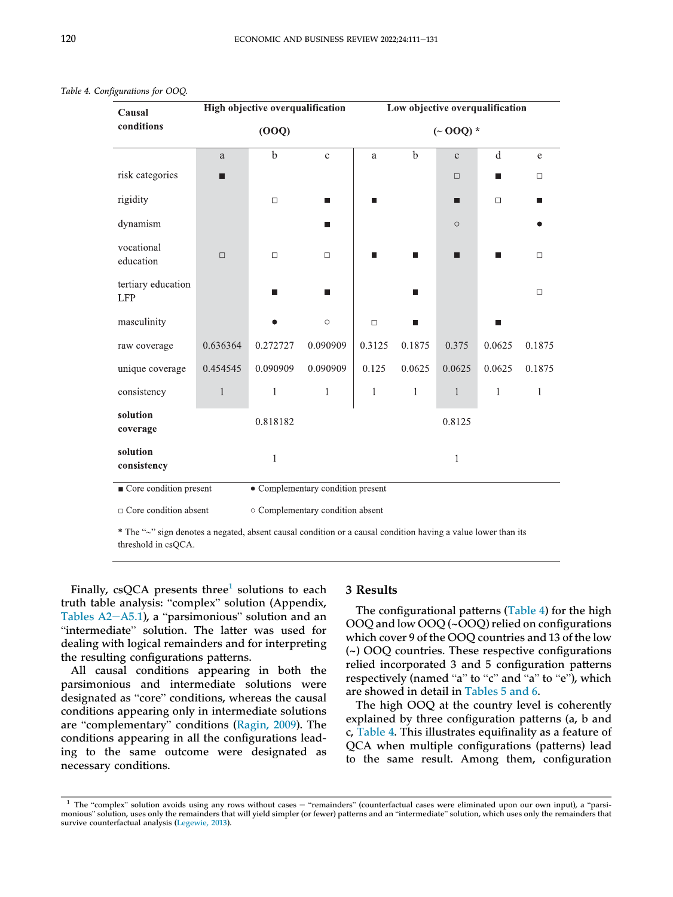Table 4. Configurations for OOQ.

| Causal conditions | High objective overqualification (OOQ) | | | Low objective overqualification (~ OOQ) * | | | | |
|---|---|---|---|---|---|---|---|---|
| | a | b | c | a | b | c | d | e |
| risk categories | ■ | | | | | □ | ■ | □ |
| rigidity | | □ | ■ | ■ | | ■ | □ | ■ |
| dynamism | | | ■ | | | ○ | | ● |
| vocational education | □ | □ | □ | ■ | ■ | ■ | ■ | □ |
| tertiary education LFP | | ■ | ■ | | ■ | | | □ |
| masculinity | | ● | ○ | □ | ■ | | ■ | |
| raw coverage | 0.636364 | 0.272727 | 0.090909 | 0.3125 | 0.1875 | 0.375 | 0.0625 | 0.1875 |
| unique coverage | 0.454545 | 0.090909 | 0.090909 | 0.125 | 0.0625 | 0.0625 | 0.0625 | 0.1875 |
| consistency | 1 | 1 | 1 | 1 | 1 | 1 | 1 | 1 |
| **solution coverage** | | 0.818182 | | | | 0.8125 | | |
| **solution consistency** | | 1 | | | | 1 | | |

■ Core condition present ● Complementary condition present

□ Core condition absent ○ Complementary condition absent

* The "~" sign denotes a negated, absent causal condition or a causal condition having a value lower than its threshold in csQCA.

Finally, csQCA presents three[1] solutions to each truth table analysis: "complex" solution (Appendix, Tables A2–A5.1), a "parsimonious" solution and an "intermediate" solution. The latter was used for dealing with logical remainders and for interpreting the resulting configurations patterns.

All causal conditions appearing in both the parsimonious and intermediate solutions were designated as "core" conditions, whereas the causal conditions appearing only in intermediate solutions are "complementary" conditions (Ragin, 2009). The conditions appearing in all the configurations leading to the same outcome were designated as necessary conditions.

## 3 Results

The configurational patterns (Table 4) for the high OOQ and low OOQ (~OOQ) relied on configurations which cover 9 of the OOQ countries and 13 of the low (~) OOQ countries. These respective configurations relied incorporated 3 and 5 configuration patterns respectively (named "a" to "c" and "a" to "e"), which are showed in detail in Tables 5 and 6.

The high OOQ at the country level is coherently explained by three configuration patterns (a, b and c, Table 4. This illustrates equifinality as a feature of QCA when multiple configurations (patterns) lead to the same result. Among them, configuration

[1] The "complex" solution avoids using any rows without cases – "remainders" (counterfactual cases were eliminated upon our own input), a "parsimonious" solution, uses only the remainders that will yield simpler (or fewer) patterns and an "intermediate" solution, which uses only the remainders that survive counterfactual analysis (Legewie, 2013).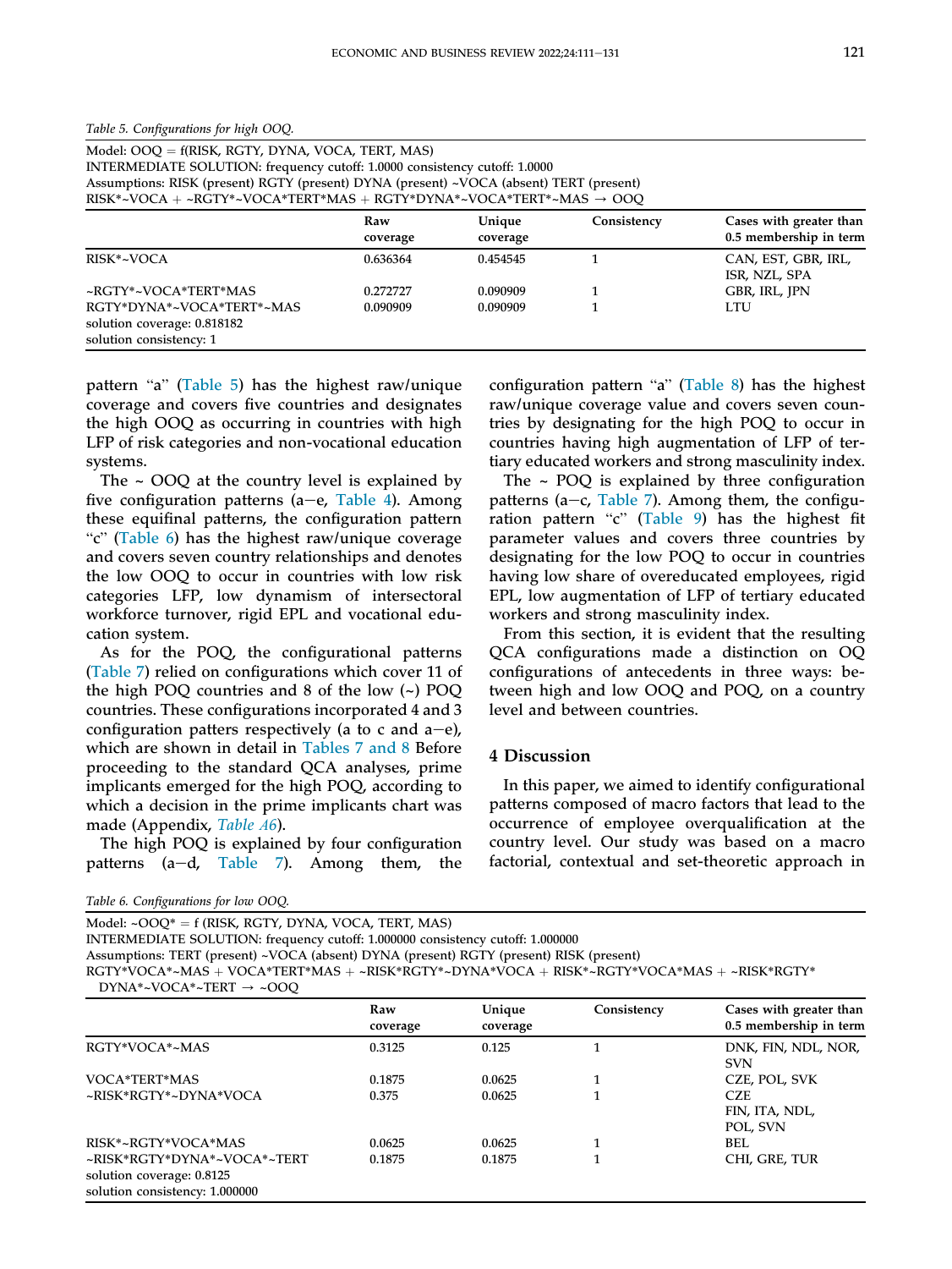Table 5. Configurations for high OOQ.

Model: OOQ = f(RISK, RGTY, DYNA, VOCA, TERT, MAS)
INTERMEDIATE SOLUTION: frequency cutoff: 1.0000 consistency cutoff: 1.0000
Assumptions: RISK (present) RGTY (present) DYNA (present) ~VOCA (absent) TERT (present)
RISK*~VOCA + ~RGTY*~VOCA*TERT*MAS + RGTY*DYNA*~VOCA*TERT*~MAS → OOQ

| | Raw coverage | Unique coverage | Consistency | Cases with greater than 0.5 membership in term |
|---|---|---|---|---|
| RISK*~VOCA | 0.636364 | 0.454545 | 1 | CAN, EST, GBR, IRL, ISR, NZL, SPA |
| ~RGTY*~VOCA*TERT*MAS | 0.272727 | 0.090909 | 1 | GBR, IRL, JPN |
| RGTY*DYNA*~VOCA*TERT*~MAS | 0.090909 | 0.090909 | 1 | LTU |
| solution coverage: 0.818182 | | | | |
| solution consistency: 1 | | | | |

pattern "a" (Table 5) has the highest raw/unique coverage and covers five countries and designates the high OOQ as occurring in countries with high LFP of risk categories and non-vocational education systems.

The ~ OOQ at the country level is explained by five configuration patterns (a−e, Table 4). Among these equifinal patterns, the configuration pattern "c" (Table 6) has the highest raw/unique coverage and covers seven country relationships and denotes the low OOQ to occur in countries with low risk categories LFP, low dynamism of intersectoral workforce turnover, rigid EPL and vocational education system.

As for the POQ, the configurational patterns (Table 7) relied on configurations which cover 11 of the high POQ countries and 8 of the low (~) POQ countries. These configurations incorporated 4 and 3 configuration patters respectively (a to c and a−e), which are shown in detail in Tables 7 and 8 Before proceeding to the standard QCA analyses, prime implicants emerged for the high POQ, according to which a decision in the prime implicants chart was made (Appendix, *Table A6*).

The high POQ is explained by four configuration patterns (a−d, Table 7). Among them, the configuration pattern "a" (Table 8) has the highest raw/unique coverage value and covers seven countries by designating for the high POQ to occur in countries having high augmentation of LFP of tertiary educated workers and strong masculinity index.

The ~ POQ is explained by three configuration patterns (a−c, Table 7). Among them, the configuration pattern "c" (Table 9) has the highest fit parameter values and covers three countries by designating for the low POQ to occur in countries having low share of overeducated employees, rigid EPL, low augmentation of LFP of tertiary educated workers and strong masculinity index.

From this section, it is evident that the resulting QCA configurations made a distinction on OQ configurations of antecedents in three ways: between high and low OOQ and POQ, on a country level and between countries.

## 4 Discussion

In this paper, we aimed to identify configurational patterns composed of macro factors that lead to the occurrence of employee overqualification at the country level. Our study was based on a macro factorial, contextual and set-theoretic approach in

Table 6. Configurations for low OOQ.

Model: ~OOQ* = f (RISK, RGTY, DYNA, VOCA, TERT, MAS)
INTERMEDIATE SOLUTION: frequency cutoff: 1.000000 consistency cutoff: 1.000000
Assumptions: TERT (present) ~VOCA (absent) DYNA (present) RGTY (present) RISK (present)
RGTY*VOCA*~MAS + VOCA*TERT*MAS + ~RISK*RGTY*~DYNA*VOCA + RISK*~RGTY*VOCA*MAS + ~RISK*RGTY*DYNA*~VOCA*~TERT → ~OOQ

| | Raw coverage | Unique coverage | Consistency | Cases with greater than 0.5 membership in term |
|---|---|---|---|---|
| RGTY*VOCA*~MAS | 0.3125 | 0.125 | 1 | DNK, FIN, NDL, NOR, SVN |
| VOCA*TERT*MAS | 0.1875 | 0.0625 | 1 | CZE, POL, SVK |
| ~RISK*RGTY*~DYNA*VOCA | 0.375 | 0.0625 | 1 | CZE FIN, ITA, NDL, POL, SVN |
| RISK*~RGTY*VOCA*MAS | 0.0625 | 0.0625 | 1 | BEL |
| ~RISK*RGTY*DYNA*~VOCA*~TERT | 0.1875 | 0.1875 | 1 | CHI, GRE, TUR |
| solution coverage: 0.8125 | | | | |
| solution consistency: 1.000000 | | | | |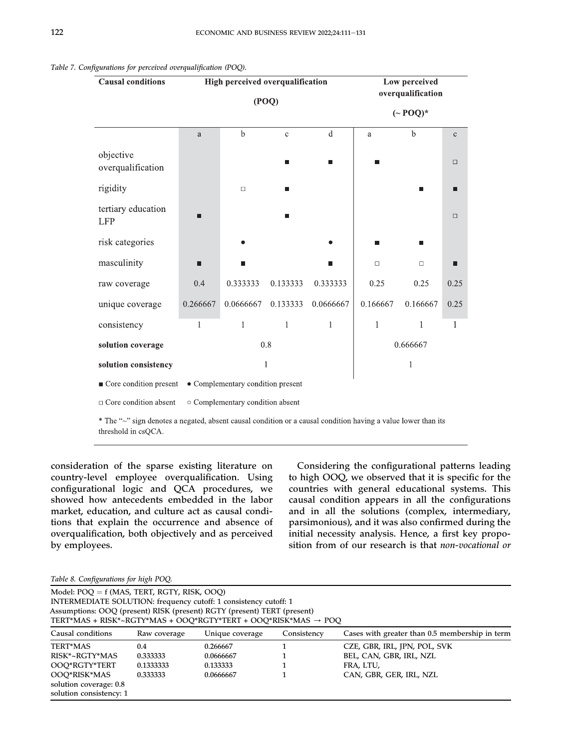Table 7. Configurations for perceived overqualification (POQ).

| Causal conditions | High perceived overqualification (POQ) | | | | Low perceived overqualification (~ POQ)* | | |
|---|---|---|---|---|---|---|---|
| | a | b | c | d | a | b | c |
| objective overqualification | | | ■ | ■ | ■ | | □ |
| rigidity | | □ | ■ | | | ■ | ■ |
| tertiary education LFP | ■ | | ■ | | | | □ |
| risk categories | | ● | | ● | ■ | ■ | |
| masculinity | ■ | ■ | | ■ | □ | □ | ■ |
| raw coverage | 0.4 | 0.333333 | 0.133333 | 0.333333 | 0.25 | 0.25 | 0.25 |
| unique coverage | 0.266667 | 0.0666667 | 0.133333 | 0.0666667 | 0.166667 | 0.166667 | 0.25 |
| consistency | 1 | 1 | 1 | 1 | 1 | 1 | 1 |
| **solution coverage** | 0.8 | | | | 0.666667 | | |
| **solution consistency** | 1 | | | | 1 | | |

■ Core condition present  ● Complementary condition present

□ Core condition absent  ○ Complementary condition absent

* The "~" sign denotes a negated, absent causal condition or a causal condition having a value lower than its threshold in csQCA.

consideration of the sparse existing literature on country-level employee overqualification. Using configurational logic and QCA procedures, we showed how antecedents embedded in the labor market, education, and culture act as causal conditions that explain the occurrence and absence of overqualification, both objectively and as perceived by employees.

Considering the configurational patterns leading to high OOQ, we observed that it is specific for the countries with general educational systems. This causal condition appears in all the configurations and in all the solutions (complex, intermediary, parsimonious), and it was also confirmed during the initial necessity analysis. Hence, a first key proposition from of our research is that *non-vocational or*

Table 8. Configurations for high POQ.

Model: POQ = f (MAS, TERT, RGTY, RISK, OOQ)
INTERMEDIATE SOLUTION: frequency cutoff: 1 consistency cutoff: 1
Assumptions: OOQ (present) RISK (present) RGTY (present) TERT (present)
TERT*MAS + RISK*~RGTY*MAS + OOQ*RGTY*TERT + OOQ*RISK*MAS → POQ

| Causal conditions | Raw coverage | Unique coverage | Consistency | Cases with greater than 0.5 membership in term |
|---|---|---|---|---|
| TERT*MAS | 0.4 | 0.266667 | 1 | CZE, GBR, IRL, JPN, POL, SVK |
| RISK*~RGTY*MAS | 0.333333 | 0.0666667 | 1 | BEL, CAN, GBR, IRL, NZL |
| OOQ*RGTY*TERT | 0.1333333 | 0.133333 | 1 | FRA, LTU, |
| OOQ*RISK*MAS | 0.333333 | 0.0666667 | 1 | CAN, GBR, GER, IRL, NZL |
| solution coverage: 0.8 | | | | |
| solution consistency: 1 | | | | |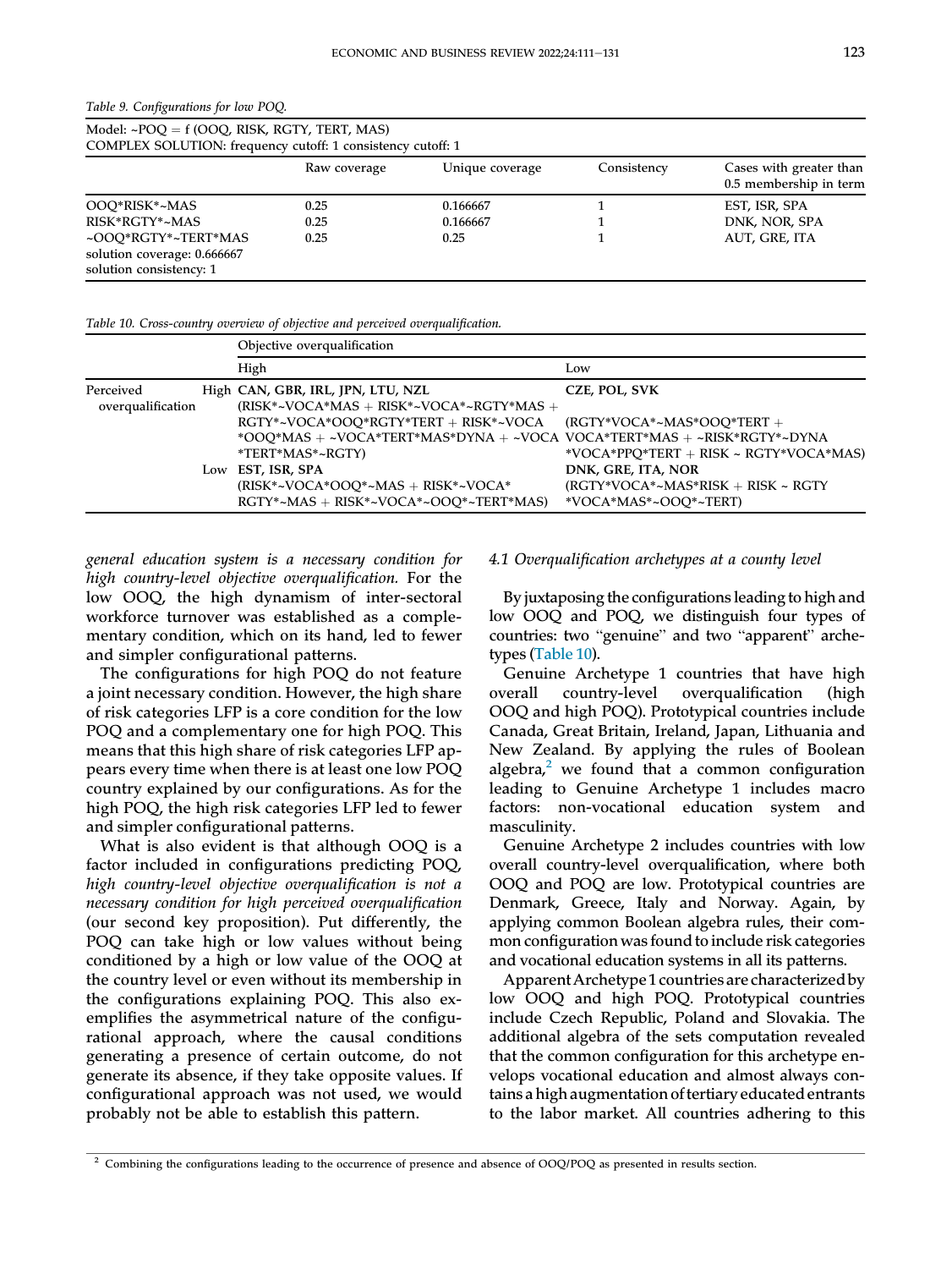Table 9. Configurations for low POQ.

Model: ~POQ = f (OOQ, RISK, RGTY, TERT, MAS)
COMPLEX SOLUTION: frequency cutoff: 1 consistency cutoff: 1

| | Raw coverage | Unique coverage | Consistency | Cases with greater than 0.5 membership in term |
|---|---|---|---|---|
| OOQ*RISK*~MAS | 0.25 | 0.166667 | 1 | EST, ISR, SPA |
| RISK*RGTY*~MAS | 0.25 | 0.166667 | 1 | DNK, NOR, SPA |
| ~OOQ*RGTY*~TERT*MAS | 0.25 | 0.25 | 1 | AUT, GRE, ITA |
| solution coverage: 0.666667 | | | | |
| solution consistency: 1 | | | | |

Table 10. Cross-country overview of objective and perceived overqualification.

| | | Objective overqualification | |
|---|---|---|---|
| | | High | Low |
| Perceived overqualification | High | **CAN, GBR, IRL, JPN, LTU, NZL** (RISK*~VOCA*MAS + RISK*~VOCA*~RGTY*MAS + RGTY*~VOCA*OOQ*RGTY*TERT + RISK*~VOCA *OOQ*MAS + ~VOCA*TERT*MAS*DYNA + ~VOCA *TERT*MAS*~RGTY) | **CZE, POL, SVK** (RGTY*VOCA*~MAS*OOQ*TERT + VOCA*TERT*MAS + ~RISK*RGTY*~DYNA *VOCA*PPQ*TERT + RISK ~ RGTY*VOCA*MAS) |
| | Low | **EST, ISR, SPA** (RISK*~VOCA*OOQ*~MAS + RISK*~VOCA* RGTY*~MAS + RISK*~VOCA*~OOQ*~TERT*MAS) | **DNK, GRE, ITA, NOR** (RGTY*VOCA*~MAS*RISK + RISK ~ RGTY *VOCA*MAS*~OOQ*~TERT) |

*general education system is a necessary condition for high country-level objective overqualification.* For the low OOQ, the high dynamism of inter-sectoral workforce turnover was established as a complementary condition, which on its hand, led to fewer and simpler configurational patterns.

The configurations for high POQ do not feature a joint necessary condition. However, the high share of risk categories LFP is a core condition for the low POQ and a complementary one for high POQ. This means that this high share of risk categories LFP appears every time when there is at least one low POQ country explained by our configurations. As for the high POQ, the high risk categories LFP led to fewer and simpler configurational patterns.

What is also evident is that although OOQ is a factor included in configurations predicting POQ, *high country-level objective overqualification is not a necessary condition for high perceived overqualification* (our second key proposition). Put differently, the POQ can take high or low values without being conditioned by a high or low value of the OOQ at the country level or even without its membership in the configurations explaining POQ. This also exemplifies the asymmetrical nature of the configurational approach, where the causal conditions generating a presence of certain outcome, do not generate its absence, if they take opposite values. If configurational approach was not used, we would probably not be able to establish this pattern.

### 4.1 Overqualification archetypes at a county level

By juxtaposing the configurations leading to high and low OOQ and POQ, we distinguish four types of countries: two "genuine" and two "apparent" archetypes (Table 10).

Genuine Archetype 1 countries that have high overall country-level overqualification (high OOQ and high POQ). Prototypical countries include Canada, Great Britain, Ireland, Japan, Lithuania and New Zealand. By applying the rules of Boolean algebra,[2] we found that a common configuration leading to Genuine Archetype 1 includes macro factors: non-vocational education system and masculinity.

Genuine Archetype 2 includes countries with low overall country-level overqualification, where both OOQ and POQ are low. Prototypical countries are Denmark, Greece, Italy and Norway. Again, by applying common Boolean algebra rules, their common configuration was found to include risk categories and vocational education systems in all its patterns.

Apparent Archetype 1 countries are characterized by low OOQ and high POQ. Prototypical countries include Czech Republic, Poland and Slovakia. The additional algebra of the sets computation revealed that the common configuration for this archetype envelops vocational education and almost always contains a high augmentation of tertiary educated entrants to the labor market. All countries adhering to this

[2] Combining the configurations leading to the occurrence of presence and absence of OOQ/POQ as presented in results section.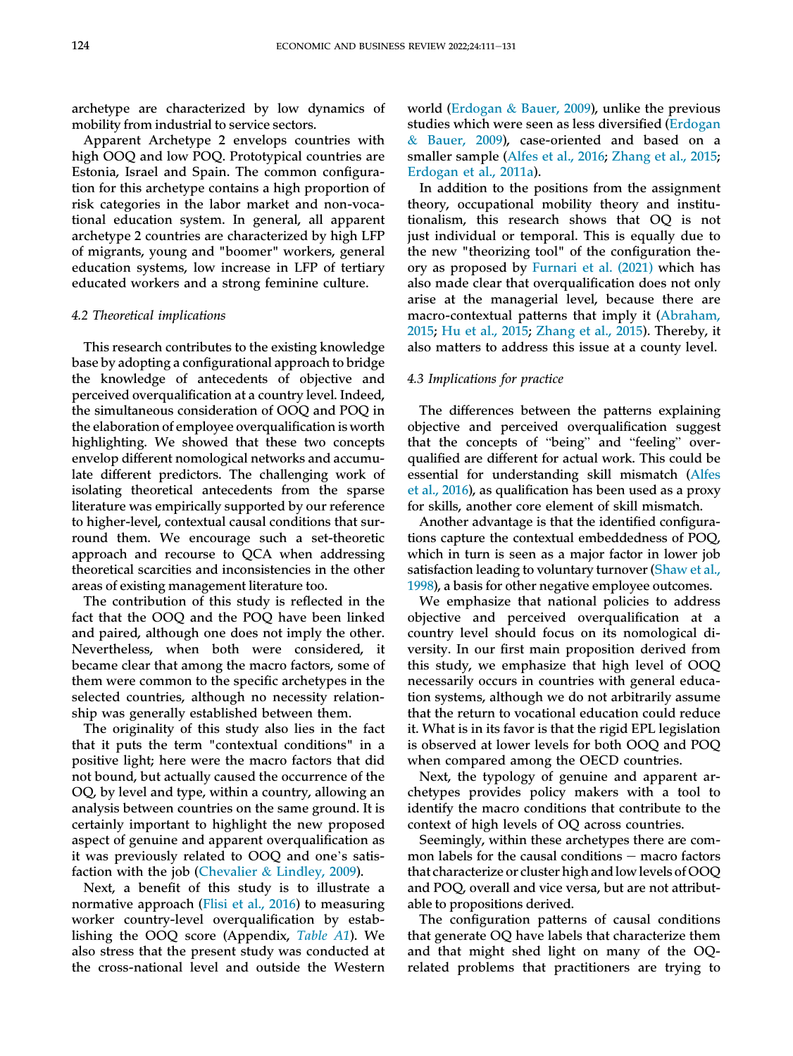archetype are characterized by low dynamics of mobility from industrial to service sectors.

Apparent Archetype 2 envelops countries with high OOQ and low POQ. Prototypical countries are Estonia, Israel and Spain. The common configuration for this archetype contains a high proportion of risk categories in the labor market and non-vocational education system. In general, all apparent archetype 2 countries are characterized by high LFP of migrants, young and "boomer" workers, general education systems, low increase in LFP of tertiary educated workers and a strong feminine culture.

### 4.2 Theoretical implications

This research contributes to the existing knowledge base by adopting a configurational approach to bridge the knowledge of antecedents of objective and perceived overqualification at a country level. Indeed, the simultaneous consideration of OOQ and POQ in the elaboration of employee overqualification is worth highlighting. We showed that these two concepts envelop different nomological networks and accumulate different predictors. The challenging work of isolating theoretical antecedents from the sparse literature was empirically supported by our reference to higher-level, contextual causal conditions that surround them. We encourage such a set-theoretic approach and recourse to QCA when addressing theoretical scarcities and inconsistencies in the other areas of existing management literature too.

The contribution of this study is reflected in the fact that the OOQ and the POQ have been linked and paired, although one does not imply the other. Nevertheless, when both were considered, it became clear that among the macro factors, some of them were common to the specific archetypes in the selected countries, although no necessity relationship was generally established between them.

The originality of this study also lies in the fact that it puts the term "contextual conditions" in a positive light; here were the macro factors that did not bound, but actually caused the occurrence of the OQ, by level and type, within a country, allowing an analysis between countries on the same ground. It is certainly important to highlight the new proposed aspect of genuine and apparent overqualification as it was previously related to OOQ and one's satisfaction with the job (Chevalier & Lindley, 2009).

Next, a benefit of this study is to illustrate a normative approach (Flisi et al., 2016) to measuring worker country-level overqualification by establishing the OOQ score (Appendix, *Table A1*). We also stress that the present study was conducted at the cross-national level and outside the Western world (Erdogan & Bauer, 2009), unlike the previous studies which were seen as less diversified (Erdogan & Bauer, 2009), case-oriented and based on a smaller sample (Alfes et al., 2016; Zhang et al., 2015; Erdogan et al., 2011a).

In addition to the positions from the assignment theory, occupational mobility theory and institutionalism, this research shows that OQ is not just individual or temporal. This is equally due to the new "theorizing tool" of the configuration theory as proposed by Furnari et al. (2021) which has also made clear that overqualification does not only arise at the managerial level, because there are macro-contextual patterns that imply it (Abraham, 2015; Hu et al., 2015; Zhang et al., 2015). Thereby, it also matters to address this issue at a county level.

### 4.3 Implications for practice

The differences between the patterns explaining objective and perceived overqualification suggest that the concepts of “being” and “feeling” overqualified are different for actual work. This could be essential for understanding skill mismatch (Alfes et al., 2016), as qualification has been used as a proxy for skills, another core element of skill mismatch.

Another advantage is that the identified configurations capture the contextual embeddedness of POQ, which in turn is seen as a major factor in lower job satisfaction leading to voluntary turnover (Shaw et al., 1998), a basis for other negative employee outcomes.

We emphasize that national policies to address objective and perceived overqualification at a country level should focus on its nomological diversity. In our first main proposition derived from this study, we emphasize that high level of OOQ necessarily occurs in countries with general education systems, although we do not arbitrarily assume that the return to vocational education could reduce it. What is in its favor is that the rigid EPL legislation is observed at lower levels for both OOQ and POQ when compared among the OECD countries.

Next, the typology of genuine and apparent archetypes provides policy makers with a tool to identify the macro conditions that contribute to the context of high levels of OQ across countries.

Seemingly, within these archetypes there are common labels for the causal conditions – macro factors that characterize or cluster high and low levels of OOQ and POQ, overall and vice versa, but are not attributable to propositions derived.

The configuration patterns of causal conditions that generate OQ have labels that characterize them and that might shed light on many of the OQ-related problems that practitioners are trying to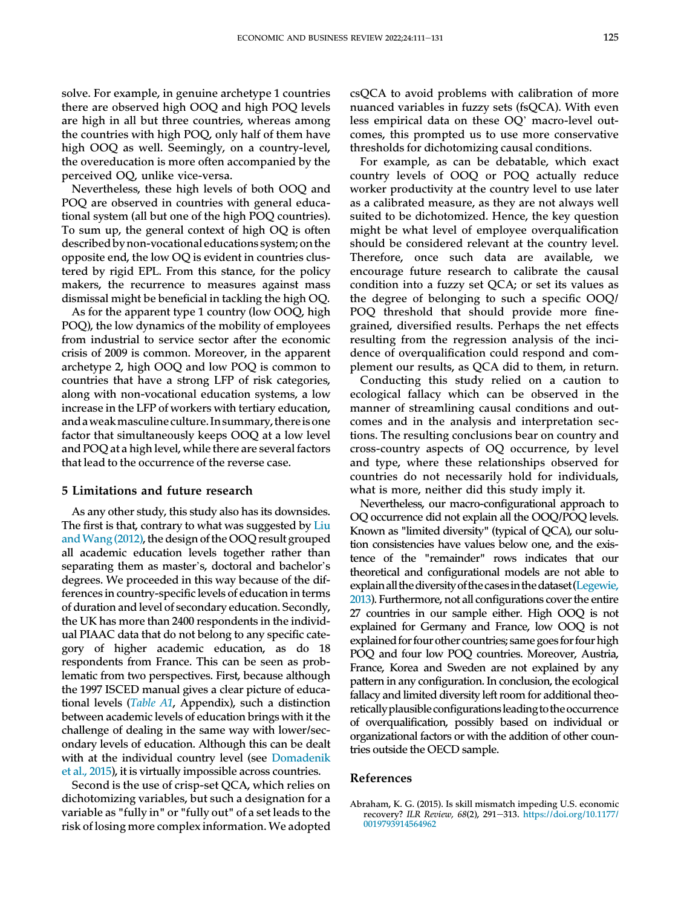solve. For example, in genuine archetype 1 countries there are observed high OOQ and high POQ levels are high in all but three countries, whereas among the countries with high POQ, only half of them have high OOQ as well. Seemingly, on a country-level, the overeducation is more often accompanied by the perceived OQ, unlike vice-versa.

Nevertheless, these high levels of both OOQ and POQ are observed in countries with general educational system (all but one of the high POQ countries). To sum up, the general context of high OQ is often described by non-vocational educations system; on the opposite end, the low OQ is evident in countries clustered by rigid EPL. From this stance, for the policy makers, the recurrence to measures against mass dismissal might be beneficial in tackling the high OQ.

As for the apparent type 1 country (low OOQ, high POQ), the low dynamics of the mobility of employees from industrial to service sector after the economic crisis of 2009 is common. Moreover, in the apparent archetype 2, high OOQ and low POQ is common to countries that have a strong LFP of risk categories, along with non-vocational education systems, a low increase in the LFP of workers with tertiary education, and a weak masculine culture. In summary, there is one factor that simultaneously keeps OOQ at a low level and POQ at a high level, while there are several factors that lead to the occurrence of the reverse case.

## 5 Limitations and future research

As any other study, this study also has its downsides. The first is that, contrary to what was suggested by Liu and Wang (2012), the design of the OOQ result grouped all academic education levels together rather than separating them as master's, doctoral and bachelor's degrees. We proceeded in this way because of the differences in country-specific levels of education in terms of duration and level of secondary education. Secondly, the UK has more than 2400 respondents in the individual PIAAC data that do not belong to any specific category of higher academic education, as do 18 respondents from France. This can be seen as problematic from two perspectives. First, because although the 1997 ISCED manual gives a clear picture of educational levels (*Table A1*, Appendix), such a distinction between academic levels of education brings with it the challenge of dealing in the same way with lower/secondary levels of education. Although this can be dealt with at the individual country level (see Domadenik et al., 2015), it is virtually impossible across countries.

Second is the use of crisp-set QCA, which relies on dichotomizing variables, but such a designation for a variable as "fully in" or "fully out" of a set leads to the risk of losing more complex information. We adopted csQCA to avoid problems with calibration of more nuanced variables in fuzzy sets (fsQCA). With even less empirical data on these OQ' macro-level outcomes, this prompted us to use more conservative thresholds for dichotomizing causal conditions.

For example, as can be debatable, which exact country levels of OOQ or POQ actually reduce worker productivity at the country level to use later as a calibrated measure, as they are not always well suited to be dichotomized. Hence, the key question might be what level of employee overqualification should be considered relevant at the country level. Therefore, once such data are available, we encourage future research to calibrate the causal condition into a fuzzy set QCA; or set its values as the degree of belonging to such a specific OOQ/POQ threshold that should provide more fine-grained, diversified results. Perhaps the net effects resulting from the regression analysis of the incidence of overqualification could respond and complement our results, as QCA did to them, in return.

Conducting this study relied on a caution to ecological fallacy which can be observed in the manner of streamlining causal conditions and outcomes and in the analysis and interpretation sections. The resulting conclusions bear on country and cross-country aspects of OQ occurrence, by level and type, where these relationships observed for countries do not necessarily hold for individuals, what is more, neither did this study imply it.

Nevertheless, our macro-configurational approach to OQ occurrence did not explain all the OOQ/POQ levels. Known as "limited diversity" (typical of QCA), our solution consistencies have values below one, and the existence of the "remainder" rows indicates that our theoretical and configurational models are not able to explain all the diversity of the cases in the dataset (Legewie, 2013). Furthermore, not all configurations cover the entire 27 countries in our sample either. High OOQ is not explained for Germany and France, low OOQ is not explained for four other countries; same goes for four high POQ and four low POQ countries. Moreover, Austria, France, Korea and Sweden are not explained by any pattern in any configuration. In conclusion, the ecological fallacy and limited diversity left room for additional theoretically plausible configurations leading to the occurrence of overqualification, possibly based on individual or organizational factors or with the addition of other countries outside the OECD sample.

## References

Abraham, K. G. (2015). Is skill mismatch impeding U.S. economic recovery? *ILR Review, 68*(2), 291–313. https://doi.org/10.1177/0019793914564962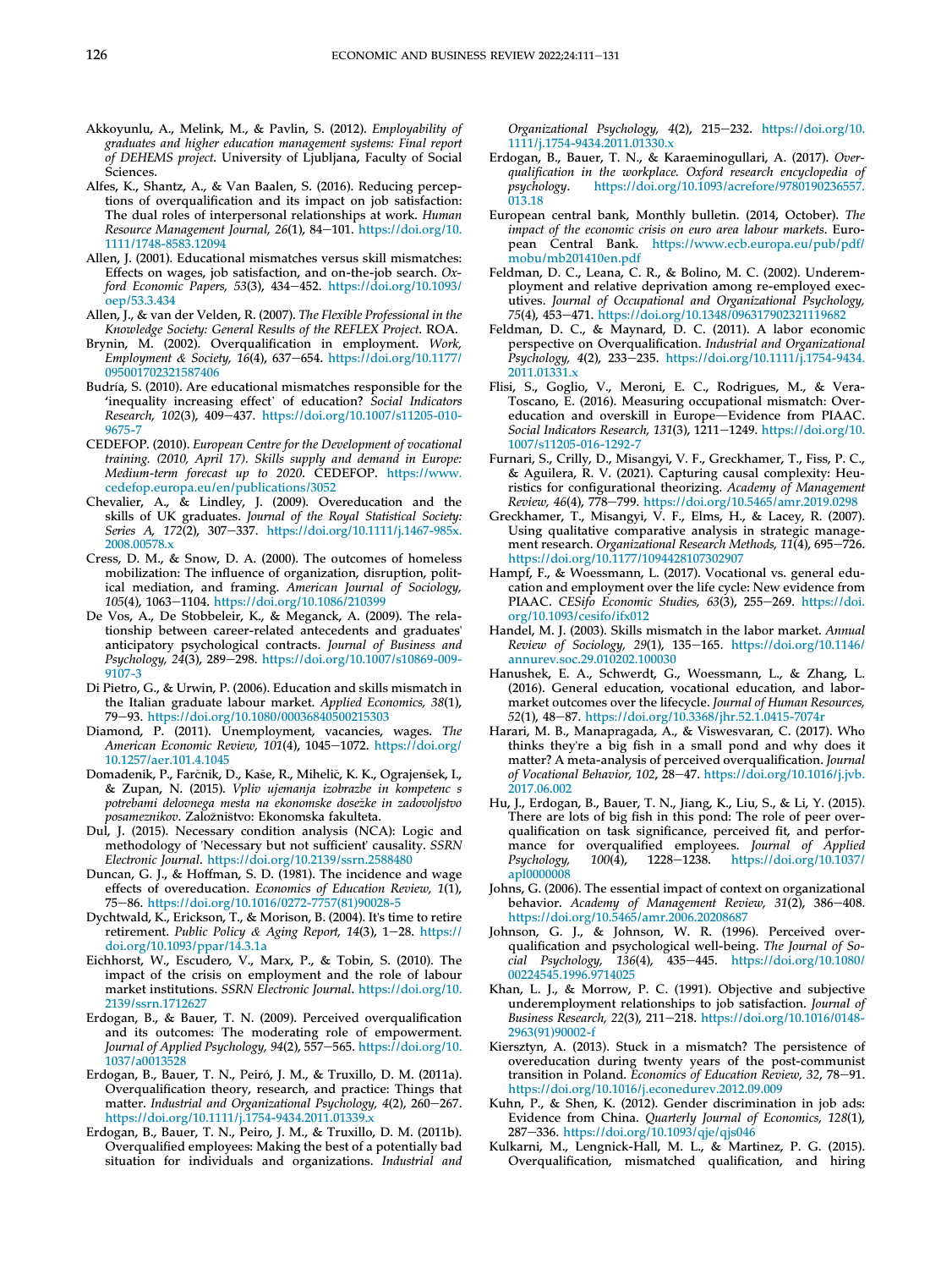Akkoyunlu, A., Melink, M., & Pavlin, S. (2012). *Employability of graduates and higher education management systems: Final report of DEHEMS project*. University of Ljubljana, Faculty of Social Sciences.

Alfes, K., Shantz, A., & Van Baalen, S. (2016). Reducing perceptions of overqualification and its impact on job satisfaction: The dual roles of interpersonal relationships at work. *Human Resource Management Journal, 26*(1), 84–101. https://doi.org/10.1111/1748-8583.12094

Allen, J. (2001). Educational mismatches versus skill mismatches: Effects on wages, job satisfaction, and on-the-job search. *Oxford Economic Papers, 53*(3), 434–452. https://doi.org/10.1093/oep/53.3.434

Allen, J., & van der Velden, R. (2007). *The Flexible Professional in the Knowledge Society: General Results of the REFLEX Project*. ROA.

Brynin, M. (2002). Overqualification in employment. *Work, Employment & Society, 16*(4), 637–654. https://doi.org/10.1177/095001702321587406

Budría, S. (2010). Are educational mismatches responsible for the 'inequality increasing effect' of education? *Social Indicators Research, 102*(3), 409–437. https://doi.org/10.1007/s11205-010-9675-7

CEDEFOP. (2010). *European Centre for the Development of vocational training. (2010, April 17). Skills supply and demand in Europe: Medium-term forecast up to 2020*. CEDEFOP. https://www.cedefop.europa.eu/en/publications/3052

Chevalier, A., & Lindley, J. (2009). Overeducation and the skills of UK graduates. *Journal of the Royal Statistical Society: Series A, 172*(2), 307–337. https://doi.org/10.1111/j.1467-985x.2008.00578.x

Cress, D. M., & Snow, D. A. (2000). The outcomes of homeless mobilization: The influence of organization, disruption, political mediation, and framing. *American Journal of Sociology, 105*(4), 1063–1104. https://doi.org/10.1086/210399

De Vos, A., De Stobbeleir, K., & Meganck, A. (2009). The relationship between career-related antecedents and graduates' anticipatory psychological contracts. *Journal of Business and Psychology, 24*(3), 289–298. https://doi.org/10.1007/s10869-009-9107-3

Di Pietro, G., & Urwin, P. (2006). Education and skills mismatch in the Italian graduate labour market. *Applied Economics, 38*(1), 79–93. https://doi.org/10.1080/00036840500215303

Diamond, P. (2011). Unemployment, vacancies, wages. *The American Economic Review, 101*(4), 1045–1072. https://doi.org/10.1257/aer.101.4.1045

Domadenik, P., Farčnik, D., Kaše, R., Mihelič, K. K., Ograjenšek, I., & Zupan, N. (2015). *Vpliv ujemanja izobrazbe in kompetenc s potrebami delovnega mesta na ekonomske dosežke in zadovoljstvo posameznikov*. Založništvo: Ekonomska fakulteta.

Dul, J. (2015). Necessary condition analysis (NCA): Logic and methodology of 'Necessary but not sufficient' causality. *SSRN Electronic Journal*. https://doi.org/10.2139/ssrn.2588480

Duncan, G. J., & Hoffman, S. D. (1981). The incidence and wage effects of overeducation. *Economics of Education Review, 1*(1), 75–86. https://doi.org/10.1016/0272-7757(81)90028-5

Dychtwald, K., Erickson, T., & Morison, B. (2004). It's time to retire retirement. *Public Policy & Aging Report, 14*(3), 1–28. https://doi.org/10.1093/ppar/14.3.1a

Eichhorst, W., Escudero, V., Marx, P., & Tobin, S. (2010). The impact of the crisis on employment and the role of labour market institutions. *SSRN Electronic Journal*. https://doi.org/10.2139/ssrn.1712627

Erdogan, B., & Bauer, T. N. (2009). Perceived overqualification and its outcomes: The moderating role of empowerment. *Journal of Applied Psychology, 94*(2), 557–565. https://doi.org/10.1037/a0013528

Erdogan, B., Bauer, T. N., Peiró, J. M., & Truxillo, D. M. (2011a). Overqualification theory, research, and practice: Things that matter. *Industrial and Organizational Psychology, 4*(2), 260–267. https://doi.org/10.1111/j.1754-9434.2011.01339.x

Erdogan, B., Bauer, T. N., Peiro, J. M., & Truxillo, D. M. (2011b). Overqualified employees: Making the best of a potentially bad situation for individuals and organizations. *Industrial and Organizational Psychology, 4*(2), 215–232. https://doi.org/10.1111/j.1754-9434.2011.01330.x

Erdogan, B., Bauer, T. N., & Karaeminogullari, A. (2017). *Overqualification in the workplace. Oxford research encyclopedia of psychology*. https://doi.org/10.1093/acrefore/9780190236557.013.18

European central bank, Monthly bulletin. (2014, October). *The impact of the economic crisis on euro area labour markets*. European Central Bank. https://www.ecb.europa.eu/pub/pdf/mobu/mb201410en.pdf

Feldman, D. C., Leana, C. R., & Bolino, M. C. (2002). Underemployment and relative deprivation among re-employed executives. *Journal of Occupational and Organizational Psychology, 75*(4), 453–471. https://doi.org/10.1348/096317902321119682

Feldman, D. C., & Maynard, D. C. (2011). A labor economic perspective on Overqualification. *Industrial and Organizational Psychology, 4*(2), 233–235. https://doi.org/10.1111/j.1754-9434.2011.01331.x

Flisi, S., Goglio, V., Meroni, E. C., Rodrigues, M., & Vera-Toscano, E. (2016). Measuring occupational mismatch: Overeducation and overskill in Europe—Evidence from PIAAC. *Social Indicators Research, 131*(3), 1211–1249. https://doi.org/10.1007/s11205-016-1292-7

Furnari, S., Crilly, D., Misangyi, V. F., Greckhamer, T., Fiss, P. C., & Aguilera, R. V. (2021). Capturing causal complexity: Heuristics for configurational theorizing. *Academy of Management Review, 46*(4), 778–799. https://doi.org/10.5465/amr.2019.0298

Greckhamer, T., Misangyi, V. F., Elms, H., & Lacey, R. (2007). Using qualitative comparative analysis in strategic management research. *Organizational Research Methods, 11*(4), 695–726. https://doi.org/10.1177/1094428107302907

Hampf, F., & Woessmann, L. (2017). Vocational vs. general education and employment over the life cycle: New evidence from PIAAC. *CESifo Economic Studies, 63*(3), 255–269. https://doi.org/10.1093/cesifo/ifx012

Handel, M. J. (2003). Skills mismatch in the labor market. *Annual Review of Sociology, 29*(1), 135–165. https://doi.org/10.1146/annurev.soc.29.010202.100030

Hanushek, E. A., Schwerdt, G., Woessmann, L., & Zhang, L. (2016). General education, vocational education, and labor-market outcomes over the lifecycle. *Journal of Human Resources, 52*(1), 48–87. https://doi.org/10.3368/jhr.52.1.0415-7074r

Harari, M. B., Manapragada, A., & Viswesvaran, C. (2017). Who thinks they're a big fish in a small pond and why does it matter? A meta-analysis of perceived overqualification. *Journal of Vocational Behavior, 102*, 28–47. https://doi.org/10.1016/j.jvb.2017.06.002

Hu, J., Erdogan, B., Bauer, T. N., Jiang, K., Liu, S., & Li, Y. (2015). There are lots of big fish in this pond: The role of peer overqualification on task significance, perceived fit, and performance for overqualified employees. *Journal of Applied Psychology, 100*(4), 1228–1238. https://doi.org/10.1037/apl0000008

Johns, G. (2006). The essential impact of context on organizational behavior. *Academy of Management Review, 31*(2), 386–408. https://doi.org/10.5465/amr.2006.20208687

Johnson, G. J., & Johnson, W. R. (1996). Perceived overqualification and psychological well-being. *The Journal of Social Psychology, 136*(4), 435–445. https://doi.org/10.1080/00224545.1996.9714025

Khan, L. J., & Morrow, P. C. (1991). Objective and subjective underemployment relationships to job satisfaction. *Journal of Business Research, 22*(3), 211–218. https://doi.org/10.1016/0148-2963(91)90002-f

Kiersztyn, A. (2013). Stuck in a mismatch? The persistence of overeducation during twenty years of the post-communist transition in Poland. *Economics of Education Review, 32*, 78–91. https://doi.org/10.1016/j.econedurev.2012.09.009

Kuhn, P., & Shen, K. (2012). Gender discrimination in job ads: Evidence from China. *Quarterly Journal of Economics, 128*(1), 287–336. https://doi.org/10.1093/qje/qjs046

Kulkarni, M., Lengnick-Hall, M. L., & Martinez, P. G. (2015). Overqualification, mismatched qualification, and hiring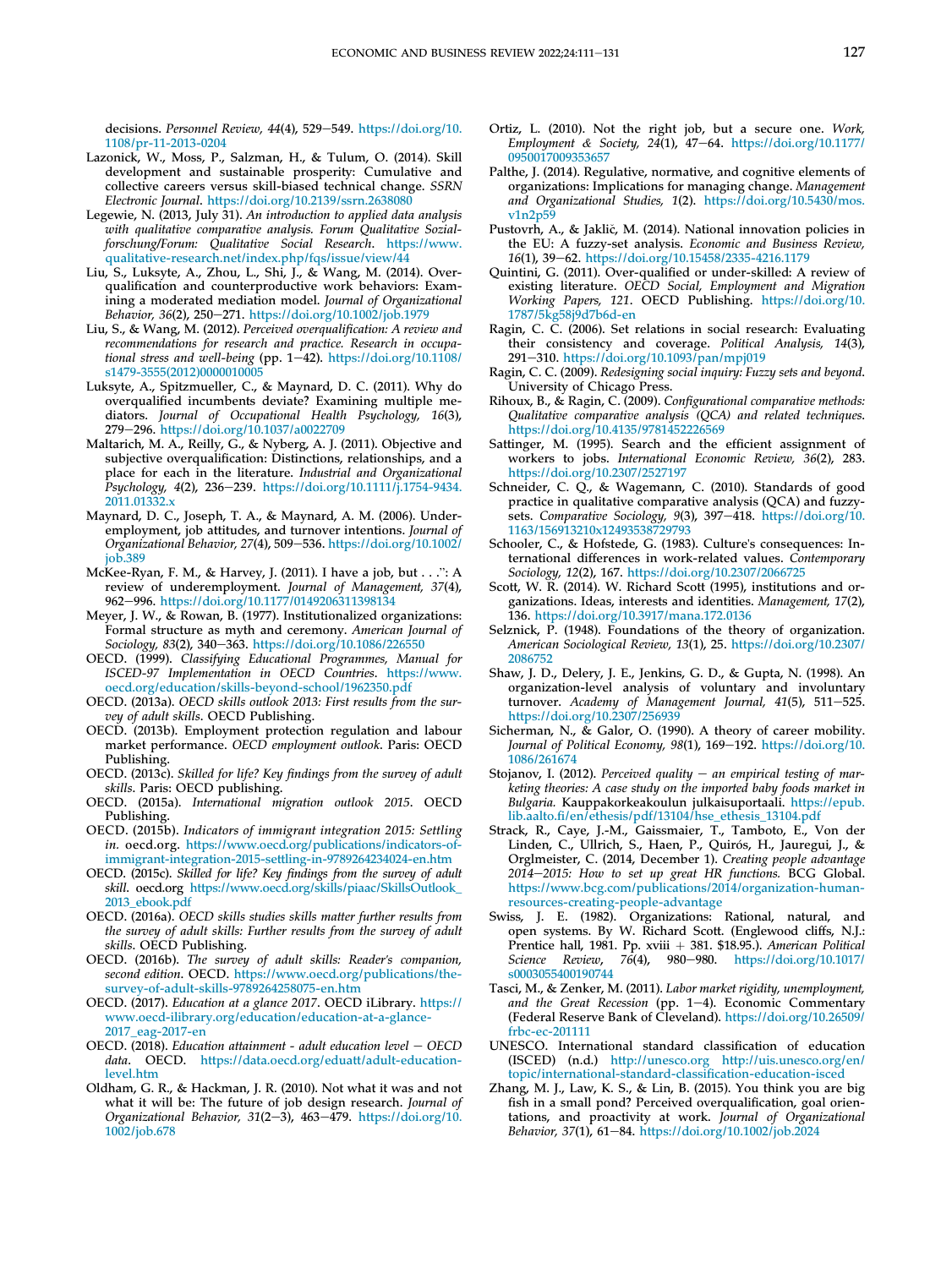decisions. *Personnel Review, 44*(4), 529–549. https://doi.org/10.1108/pr-11-2013-0204

Lazonick, W., Moss, P., Salzman, H., & Tulum, O. (2014). Skill development and sustainable prosperity: Cumulative and collective careers versus skill-biased technical change. *SSRN Electronic Journal*. https://doi.org/10.2139/ssrn.2638080

Legewie, N. (2013, July 31). *An introduction to applied data analysis with qualitative comparative analysis. Forum Qualitative Sozialforschung/Forum: Qualitative Social Research*. https://www.qualitative-research.net/index.php/fqs/issue/view/44

Liu, S., Luksyte, A., Zhou, L., Shi, J., & Wang, M. (2014). Overqualification and counterproductive work behaviors: Examining a moderated mediation model. *Journal of Organizational Behavior, 36*(2), 250–271. https://doi.org/10.1002/job.1979

Liu, S., & Wang, M. (2012). *Perceived overqualification: A review and recommendations for research and practice. Research in occupational stress and well-being* (pp. 1–42). https://doi.org/10.1108/s1479-3555(2012)0000010005

Luksyte, A., Spitzmueller, C., & Maynard, D. C. (2011). Why do overqualified incumbents deviate? Examining multiple mediators. *Journal of Occupational Health Psychology, 16*(3), 279–296. https://doi.org/10.1037/a0022709

Maltarich, M. A., Reilly, G., & Nyberg, A. J. (2011). Objective and subjective overqualification: Distinctions, relationships, and a place for each in the literature. *Industrial and Organizational Psychology, 4*(2), 236–239. https://doi.org/10.1111/j.1754-9434.2011.01332.x

Maynard, D. C., Joseph, T. A., & Maynard, A. M. (2006). Underemployment, job attitudes, and turnover intentions. *Journal of Organizational Behavior, 27*(4), 509–536. https://doi.org/10.1002/job.389

McKee-Ryan, F. M., & Harvey, J. (2011). I have a job, but . . .": A review of underemployment. *Journal of Management, 37*(4), 962–996. https://doi.org/10.1177/0149206311398134

Meyer, J. W., & Rowan, B. (1977). Institutionalized organizations: Formal structure as myth and ceremony. *American Journal of Sociology, 83*(2), 340–363. https://doi.org/10.1086/226550

OECD. (1999). *Classifying Educational Programmes, Manual for ISCED-97 Implementation in OECD Countries*. https://www.oecd.org/education/skills-beyond-school/1962350.pdf

OECD. (2013a). *OECD skills outlook 2013: First results from the survey of adult skills*. OECD Publishing.

OECD. (2013b). Employment protection regulation and labour market performance. *OECD employment outlook*. Paris: OECD Publishing.

OECD. (2013c). *Skilled for life? Key findings from the survey of adult skills*. Paris: OECD publishing.

OECD. (2015a). *International migration outlook 2015*. OECD Publishing.

OECD. (2015b). *Indicators of immigrant integration 2015: Settling in.* oecd.org. https://www.oecd.org/publications/indicators-of-immigrant-integration-2015-settling-in-9789264234024-en.htm

OECD. (2015c). *Skilled for life? Key findings from the survey of adult skill.* oecd.org https://www.oecd.org/skills/piaac/SkillsOutlook_2013_ebook.pdf

OECD. (2016a). *OECD skills studies skills matter further results from the survey of adult skills: Further results from the survey of adult skills*. OECD Publishing.

OECD. (2016b). *The survey of adult skills: Reader's companion, second edition*. OECD. https://www.oecd.org/publications/the-survey-of-adult-skills-9789264258075-en.htm

OECD. (2017). *Education at a glance 2017*. OECD iLibrary. https://www.oecd-ilibrary.org/education/education-at-a-glance-2017_eag-2017-en

OECD. (2018). *Education attainment - adult education level – OECD data*. OECD. https://data.oecd.org/eduatt/adult-education-level.htm

Oldham, G. R., & Hackman, J. R. (2010). Not what it was and not what it will be: The future of job design research. *Journal of Organizational Behavior, 31*(2–3), 463–479. https://doi.org/10.1002/job.678

Ortiz, L. (2010). Not the right job, but a secure one. *Work, Employment & Society, 24*(1), 47–64. https://doi.org/10.1177/0950017009353657

Palthe, J. (2014). Regulative, normative, and cognitive elements of organizations: Implications for managing change. *Management and Organizational Studies, 1*(2). https://doi.org/10.5430/mos.v1n2p59

Pustovrh, A., & Jaklič, M. (2014). National innovation policies in the EU: A fuzzy-set analysis. *Economic and Business Review, 16*(1), 39–62. https://doi.org/10.15458/2335-4216.1179

Quintini, G. (2011). Over-qualified or under-skilled: A review of existing literature. *OECD Social, Employment and Migration Working Papers, 121*. OECD Publishing. https://doi.org/10.1787/5kg58j9d7b6d-en

Ragin, C. C. (2006). Set relations in social research: Evaluating their consistency and coverage. *Political Analysis, 14*(3), 291–310. https://doi.org/10.1093/pan/mpj019

Ragin, C. C. (2009). *Redesigning social inquiry: Fuzzy sets and beyond*. University of Chicago Press.

Rihoux, B., & Ragin, C. (2009). *Configurational comparative methods: Qualitative comparative analysis (QCA) and related techniques*. https://doi.org/10.4135/9781452226569

Sattinger, M. (1995). Search and the efficient assignment of workers to jobs. *International Economic Review, 36*(2), 283. https://doi.org/10.2307/2527197

Schneider, C. Q., & Wagemann, C. (2010). Standards of good practice in qualitative comparative analysis (QCA) and fuzzy-sets. *Comparative Sociology, 9*(3), 397–418. https://doi.org/10.1163/156913210x12493538729793

Schooler, C., & Hofstede, G. (1983). Culture's consequences: International differences in work-related values. *Contemporary Sociology, 12*(2), 167. https://doi.org/10.2307/2066725

Scott, W. R. (2014). W. Richard Scott (1995), institutions and organizations. Ideas, interests and identities. *Management, 17*(2), 136. https://doi.org/10.3917/mana.172.0136

Selznick, P. (1948). Foundations of the theory of organization. *American Sociological Review, 13*(1), 25. https://doi.org/10.2307/2086752

Shaw, J. D., Delery, J. E., Jenkins, G. D., & Gupta, N. (1998). An organization-level analysis of voluntary and involuntary turnover. *Academy of Management Journal, 41*(5), 511–525. https://doi.org/10.2307/256939

Sicherman, N., & Galor, O. (1990). A theory of career mobility. *Journal of Political Economy, 98*(1), 169–192. https://doi.org/10.1086/261674

Stojanov, I. (2012). *Perceived quality – an empirical testing of marketing theories: A case study on the imported baby foods market in Bulgaria*. Kauppakorkeakoulun julkaisuportaali. https://epub.lib.aalto.fi/en/ethesis/pdf/13104/hse_ethesis_13104.pdf

Strack, R., Caye, J.-M., Gaissmaier, T., Tamboto, E., Von der Linden, C., Ullrich, S., Haen, P., Quirós, H., Jauregui, J., & Orglmeister, C. (2014, December 1). *Creating people advantage 2014–2015: How to set up great HR functions*. BCG Global. https://www.bcg.com/publications/2014/organization-human-resources-creating-people-advantage

Swiss, J. E. (1982). Organizations: Rational, natural, and open systems. By W. Richard Scott. (Englewood cliffs, N.J.: Prentice hall, 1981. Pp. xviii + 381. $18.95.). *American Political Science Review, 76*(4), 980–980. https://doi.org/10.1017/s0003055400190744

Tasci, M., & Zenker, M. (2011). *Labor market rigidity, unemployment, and the Great Recession* (pp. 1–4). Economic Commentary (Federal Reserve Bank of Cleveland). https://doi.org/10.26509/frbc-ec-201111

UNESCO. International standard classification of education (ISCED) (n.d.) http://unesco.org http://uis.unesco.org/en/topic/international-standard-classification-education-isced

Zhang, M. J., Law, K. S., & Lin, B. (2015). You think you are big fish in a small pond? Perceived overqualification, goal orientations, and proactivity at work. *Journal of Organizational Behavior, 37*(1), 61–84. https://doi.org/10.1002/job.2024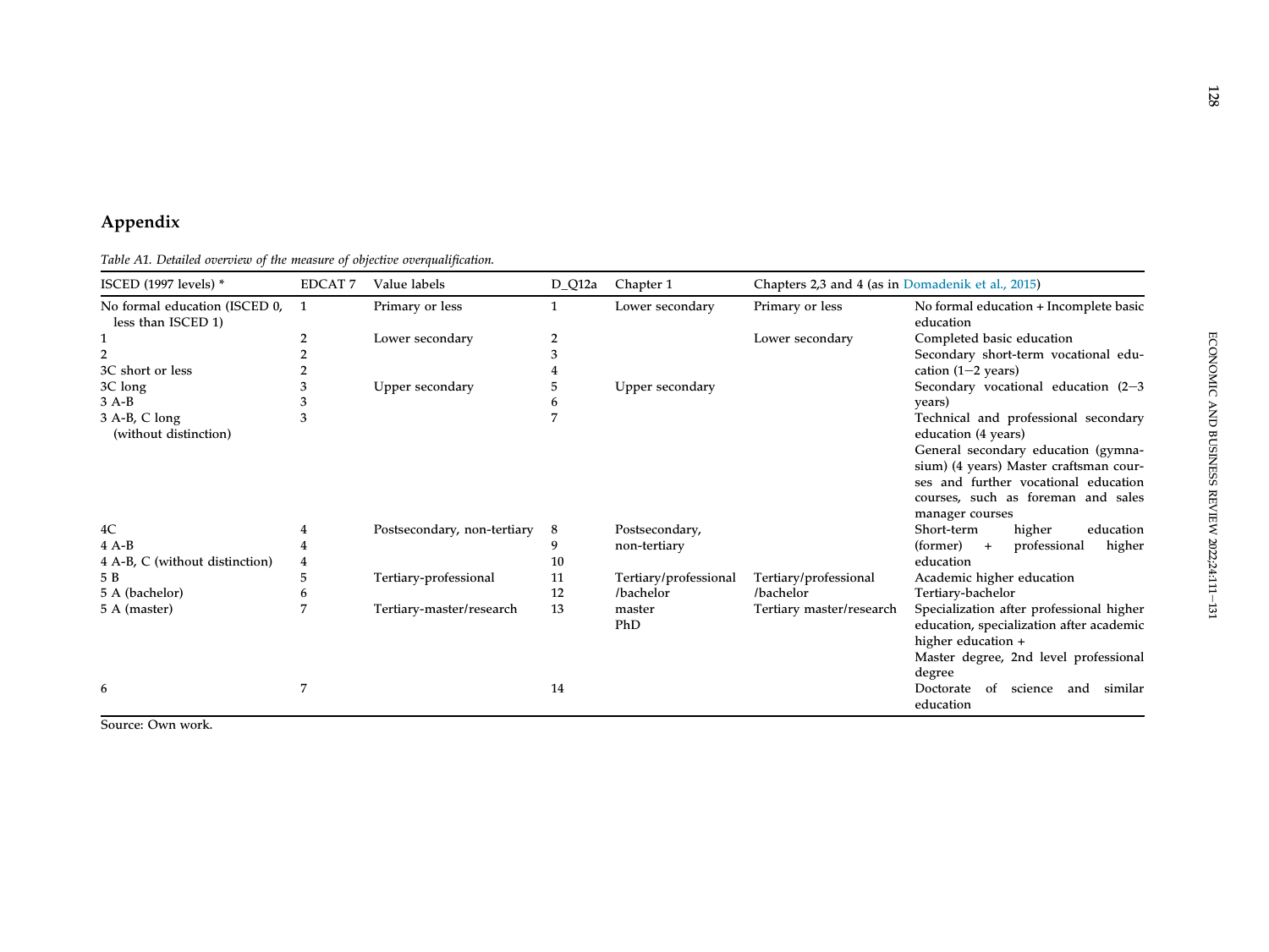## Appendix

*Table A1. Detailed overview of the measure of objective overqualification.*

| ISCED (1997 levels) * | EDCAT 7 | Value labels | D_Q12a | Chapter 1 | Chapters 2,3 and 4 (as in Domadenik et al., 2015) | |
|---|---|---|---|---|---|---|
| No formal education (ISCED 0, less than ISCED 1) | 1 | Primary or less | 1 | Lower secondary | Primary or less | No formal education + Incomplete basic education |
| 1 | 2 | Lower secondary | 2 | | Lower secondary | Completed basic education |
| 2 | 2 | | 3 | | | Secondary short-term vocational education (1−2 years) |
| 3C short or less | 2 | | 4 | | | |
| 3C long | 3 | Upper secondary | 5 | Upper secondary | | Secondary vocational education (2−3 years) |
| 3 A-B | 3 | | 6 | | | |
| 3 A-B, C long (without distinction) | 3 | | 7 | | | Technical and professional secondary education (4 years) General secondary education (gymnasium) (4 years) Master craftsman courses and further vocational education courses, such as foreman and sales manager courses |
| 4C | 4 | Postsecondary, non-tertiary | 8 | Postsecondary, non-tertiary | | Short-term higher education (former) + professional higher education |
| 4 A-B | 4 | | 9 | | | |
| 4 A-B, C (without distinction) | 4 | | 10 | | | |
| 5 B | 5 | Tertiary-professional | 11 | Tertiary/professional /bachelor | Tertiary/professional /bachelor | Academic higher education |
| 5 A (bachelor) | 6 | | 12 | | | Tertiary-bachelor |
| 5 A (master) | 7 | Tertiary-master/research | 13 | master PhD | Tertiary master/research | Specialization after professional higher education, specialization after academic higher education + Master degree, 2nd level professional degree |
| 6 | 7 | | 14 | | | Doctorate of science and similar education |

Source: Own work.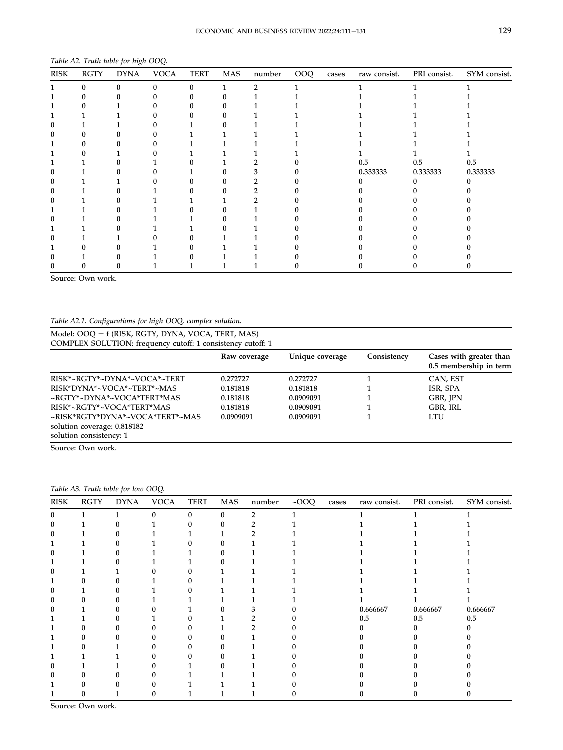*Table A2. Truth table for high OOQ.*

| RISK | RGTY | DYNA | VOCA | TERT | MAS | number | OOQ | cases | raw consist. | PRI consist. | SYM consist. |
|---|---|---|---|---|---|---|---|---|---|---|---|
| 1 | 0 | 0 | 0 | 0 | 1 | 2 | 1 | | 1 | 1 | 1 |
| 1 | 0 | 0 | 0 | 0 | 0 | 1 | 1 | | 1 | 1 | 1 |
| 1 | 0 | 1 | 0 | 0 | 0 | 1 | 1 | | 1 | 1 | 1 |
| 1 | 1 | 1 | 0 | 0 | 0 | 1 | 1 | | 1 | 1 | 1 |
| 0 | 1 | 1 | 0 | 1 | 0 | 1 | 1 | | 1 | 1 | 1 |
| 0 | 0 | 0 | 0 | 1 | 1 | 1 | 1 | | 1 | 1 | 1 |
| 1 | 0 | 0 | 0 | 1 | 1 | 1 | 1 | | 1 | 1 | 1 |
| 1 | 0 | 1 | 0 | 1 | 1 | 1 | 1 | | 1 | 1 | 1 |
| 1 | 1 | 0 | 1 | 0 | 1 | 2 | 0 | | 0.5 | 0.5 | 0.5 |
| 0 | 1 | 0 | 0 | 1 | 0 | 3 | 0 | | 0.333333 | 0.333333 | 0.333333 |
| 0 | 1 | 1 | 0 | 0 | 0 | 2 | 0 | | 0 | 0 | 0 |
| 0 | 1 | 0 | 1 | 0 | 0 | 2 | 0 | | 0 | 0 | 0 |
| 0 | 1 | 0 | 1 | 1 | 1 | 2 | 0 | | 0 | 0 | 0 |
| 1 | 1 | 0 | 1 | 0 | 0 | 1 | 0 | | 0 | 0 | 0 |
| 0 | 1 | 0 | 1 | 1 | 0 | 1 | 0 | | 0 | 0 | 0 |
| 1 | 1 | 0 | 1 | 1 | 0 | 1 | 0 | | 0 | 0 | 0 |
| 0 | 1 | 1 | 0 | 0 | 1 | 1 | 0 | | 0 | 0 | 0 |
| 1 | 0 | 0 | 1 | 0 | 1 | 1 | 0 | | 0 | 0 | 0 |
| 0 | 1 | 0 | 1 | 0 | 1 | 1 | 0 | | 0 | 0 | 0 |
| 0 | 0 | 0 | 1 | 1 | 1 | 1 | 0 | | 0 | 0 | 0 |

Source: Own work.

*Table A2.1. Configurations for high OOQ, complex solution.*

Model: OOQ = f (RISK, RGTY, DYNA, VOCA, TERT, MAS)
COMPLEX SOLUTION: frequency cutoff: 1 consistency cutoff: 1

| | Raw coverage | Unique coverage | Consistency | Cases with greater than 0.5 membership in term |
|---|---|---|---|---|
| RISK*~RGTY*~DYNA*~VOCA*~TERT | 0.272727 | 0.272727 | 1 | CAN, EST |
| RISK*DYNA*~VOCA*~TERT*~MAS | 0.181818 | 0.181818 | 1 | ISR, SPA |
| ~RGTY*~DYNA*~VOCA*TERT*MAS | 0.181818 | 0.0909091 | 1 | GBR, JPN |
| RISK*~RGTY*~VOCA*TERT*MAS | 0.181818 | 0.0909091 | 1 | GBR, IRL |
| ~RISK*RGTY*DYNA*~VOCA*TERT*~MAS | 0.0909091 | 0.0909091 | 1 | LTU |
| solution coverage: 0.818182 | | | | |
| solution consistency: 1 | | | | |

Source: Own work.

*Table A3. Truth table for low OOQ.*

| RISK | RGTY | DYNA | VOCA | TERT | MAS | number | ~OOQ | cases | raw consist. | PRI consist. | SYM consist. |
|---|---|---|---|---|---|---|---|---|---|---|---|
| 0 | 1 | 1 | 0 | 0 | 0 | 2 | 1 | | 1 | 1 | 1 |
| 0 | 1 | 0 | 1 | 0 | 0 | 2 | 1 | | 1 | 1 | 1 |
| 0 | 1 | 0 | 1 | 1 | 1 | 2 | 1 | | 1 | 1 | 1 |
| 1 | 1 | 0 | 1 | 0 | 0 | 1 | 1 | | 1 | 1 | 1 |
| 0 | 1 | 0 | 1 | 1 | 0 | 1 | 1 | | 1 | 1 | 1 |
| 1 | 1 | 0 | 1 | 1 | 0 | 1 | 1 | | 1 | 1 | 1 |
| 0 | 1 | 1 | 0 | 0 | 1 | 1 | 1 | | 1 | 1 | 1 |
| 1 | 0 | 0 | 1 | 0 | 1 | 1 | 1 | | 1 | 1 | 1 |
| 0 | 1 | 0 | 1 | 0 | 1 | 1 | 1 | | 1 | 1 | 1 |
| 0 | 0 | 0 | 1 | 1 | 1 | 1 | 1 | | 1 | 1 | 1 |
| 0 | 1 | 0 | 0 | 1 | 0 | 3 | 0 | | 0.666667 | 0.666667 | 0.666667 |
| 1 | 1 | 0 | 1 | 0 | 1 | 2 | 0 | | 0.5 | 0.5 | 0.5 |
| 1 | 0 | 0 | 0 | 0 | 1 | 2 | 0 | | 0 | 0 | 0 |
| 1 | 0 | 0 | 0 | 0 | 0 | 1 | 0 | | 0 | 0 | 0 |
| 1 | 0 | 1 | 0 | 0 | 0 | 1 | 0 | | 0 | 0 | 0 |
| 1 | 1 | 1 | 0 | 0 | 0 | 1 | 0 | | 0 | 0 | 0 |
| 0 | 1 | 1 | 0 | 1 | 0 | 1 | 0 | | 0 | 0 | 0 |
| 0 | 0 | 0 | 0 | 1 | 1 | 1 | 0 | | 0 | 0 | 0 |
| 1 | 0 | 0 | 0 | 1 | 1 | 1 | 0 | | 0 | 0 | 0 |
| 1 | 0 | 1 | 0 | 1 | 1 | 1 | 0 | | 0 | 0 | 0 |

Source: Own work.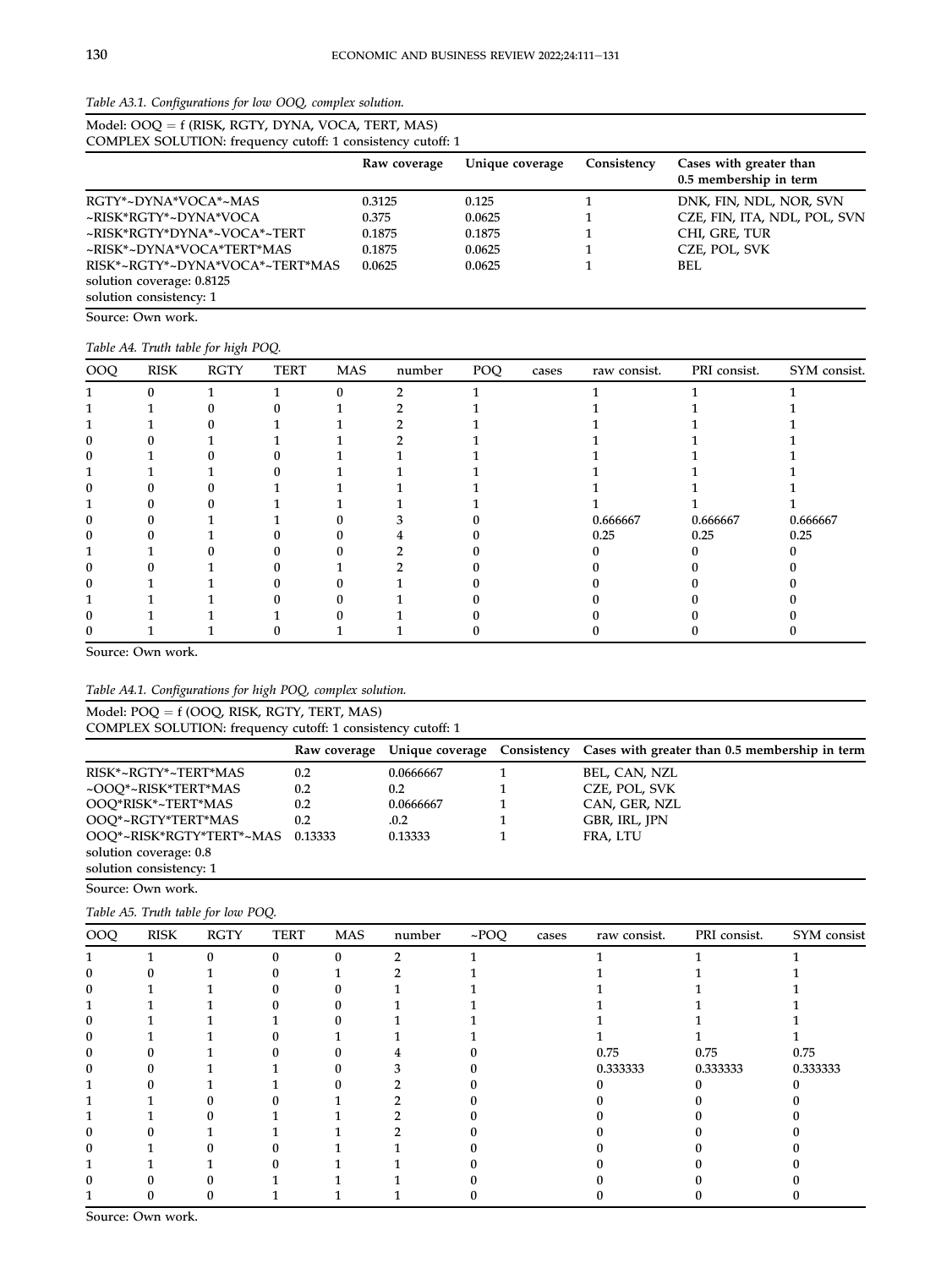Table A3.1. Configurations for low OOQ, complex solution.

Model: OOQ = f (RISK, RGTY, DYNA, VOCA, TERT, MAS)
COMPLEX SOLUTION: frequency cutoff: 1 consistency cutoff: 1

| | Raw coverage | Unique coverage | Consistency | Cases with greater than 0.5 membership in term |
|---|---|---|---|---|
| RGTY*~DYNA*VOCA*~MAS | 0.3125 | 0.125 | 1 | DNK, FIN, NDL, NOR, SVN |
| ~RISK*RGTY*~DYNA*VOCA | 0.375 | 0.0625 | 1 | CZE, FIN, ITA, NDL, POL, SVN |
| ~RISK*RGTY*DYNA*~VOCA*~TERT | 0.1875 | 0.1875 | 1 | CHI, GRE, TUR |
| ~RISK*~DYNA*VOCA*TERT*MAS | 0.1875 | 0.0625 | 1 | CZE, POL, SVK |
| RISK*~RGTY*~DYNA*VOCA*~TERT*MAS | 0.0625 | 0.0625 | 1 | BEL |
| solution coverage: 0.8125 | | | | |
| solution consistency: 1 | | | | |

Source: Own work.

Table A4. Truth table for high POQ.

| OOQ | RISK | RGTY | TERT | MAS | number | POQ | cases | raw consist. | PRI consist. | SYM consist. |
|---|---|---|---|---|---|---|---|---|---|---|
| 1 | 0 | 1 | 1 | 0 | 2 | 1 | | 1 | 1 | 1 |
| 1 | 1 | 0 | 0 | 1 | 2 | 1 | | 1 | 1 | 1 |
| 1 | 1 | 0 | 1 | 1 | 2 | 1 | | 1 | 1 | 1 |
| 0 | 0 | 1 | 1 | 1 | 2 | 1 | | 1 | 1 | 1 |
| 0 | 1 | 0 | 0 | 1 | 1 | 1 | | 1 | 1 | 1 |
| 1 | 1 | 1 | 0 | 1 | 1 | 1 | | 1 | 1 | 1 |
| 0 | 0 | 0 | 1 | 1 | 1 | 1 | | 1 | 1 | 1 |
| 1 | 0 | 0 | 1 | 1 | 1 | 1 | | 1 | 1 | 1 |
| 0 | 0 | 1 | 1 | 0 | 3 | 0 | | 0.666667 | 0.666667 | 0.666667 |
| 0 | 0 | 1 | 0 | 0 | 4 | 0 | | 0.25 | 0.25 | 0.25 |
| 1 | 1 | 0 | 0 | 0 | 2 | 0 | | 0 | 0 | 0 |
| 0 | 0 | 1 | 0 | 1 | 2 | 0 | | 0 | 0 | 0 |
| 0 | 1 | 1 | 0 | 0 | 1 | 0 | | 0 | 0 | 0 |
| 1 | 1 | 1 | 0 | 0 | 1 | 0 | | 0 | 0 | 0 |
| 0 | 1 | 1 | 1 | 0 | 1 | 0 | | 0 | 0 | 0 |
| 0 | 1 | 1 | 0 | 1 | 1 | 0 | | 0 | 0 | 0 |

Source: Own work.

Table A4.1. Configurations for high POQ, complex solution.

Model: POQ = f (OOQ, RISK, RGTY, TERT, MAS)
COMPLEX SOLUTION: frequency cutoff: 1 consistency cutoff: 1

| | Raw coverage | Unique coverage | Consistency | Cases with greater than 0.5 membership in term |
|---|---|---|---|---|
| RISK*~RGTY*~TERT*MAS | 0.2 | 0.0666667 | 1 | BEL, CAN, NZL |
| ~OOQ*~RISK*TERT*MAS | 0.2 | 0.2 | 1 | CZE, POL, SVK |
| OOQ*RISK*~TERT*MAS | 0.2 | 0.0666667 | 1 | CAN, GER, NZL |
| OOQ*~RGTY*TERT*MAS | 0.2 | .0.2 | 1 | GBR, IRL, JPN |
| OOQ*~RISK*RGTY*TERT*~MAS | 0.13333 | 0.13333 | 1 | FRA, LTU |
| solution coverage: 0.8 | | | | |
| solution consistency: 1 | | | | |

Source: Own work.

Table A5. Truth table for low POQ.

| OOQ | RISK | RGTY | TERT | MAS | number | ~POQ | cases | raw consist. | PRI consist. | SYM consist |
|---|---|---|---|---|---|---|---|---|---|---|
| 1 | 1 | 0 | 0 | 0 | 2 | 1 | | 1 | 1 | 1 |
| 0 | 0 | 1 | 0 | 1 | 2 | 1 | | 1 | 1 | 1 |
| 0 | 1 | 1 | 0 | 0 | 1 | 1 | | 1 | 1 | 1 |
| 1 | 1 | 1 | 0 | 0 | 1 | 1 | | 1 | 1 | 1 |
| 0 | 1 | 1 | 1 | 0 | 1 | 1 | | 1 | 1 | 1 |
| 0 | 1 | 1 | 0 | 1 | 1 | 1 | | 1 | 1 | 1 |
| 0 | 0 | 1 | 0 | 0 | 4 | 0 | | 0.75 | 0.75 | 0.75 |
| 0 | 0 | 1 | 1 | 0 | 3 | 0 | | 0.333333 | 0.333333 | 0.333333 |
| 1 | 0 | 1 | 1 | 0 | 2 | 0 | | 0 | 0 | 0 |
| 1 | 1 | 0 | 0 | 1 | 2 | 0 | | 0 | 0 | 0 |
| 1 | 1 | 0 | 1 | 1 | 2 | 0 | | 0 | 0 | 0 |
| 0 | 0 | 1 | 1 | 1 | 2 | 0 | | 0 | 0 | 0 |
| 0 | 1 | 0 | 0 | 1 | 1 | 0 | | 0 | 0 | 0 |
| 1 | 1 | 1 | 0 | 1 | 1 | 0 | | 0 | 0 | 0 |
| 0 | 0 | 0 | 1 | 1 | 1 | 0 | | 0 | 0 | 0 |
| 1 | 0 | 0 | 1 | 1 | 1 | 0 | | 0 | 0 | 0 |

Source: Own work.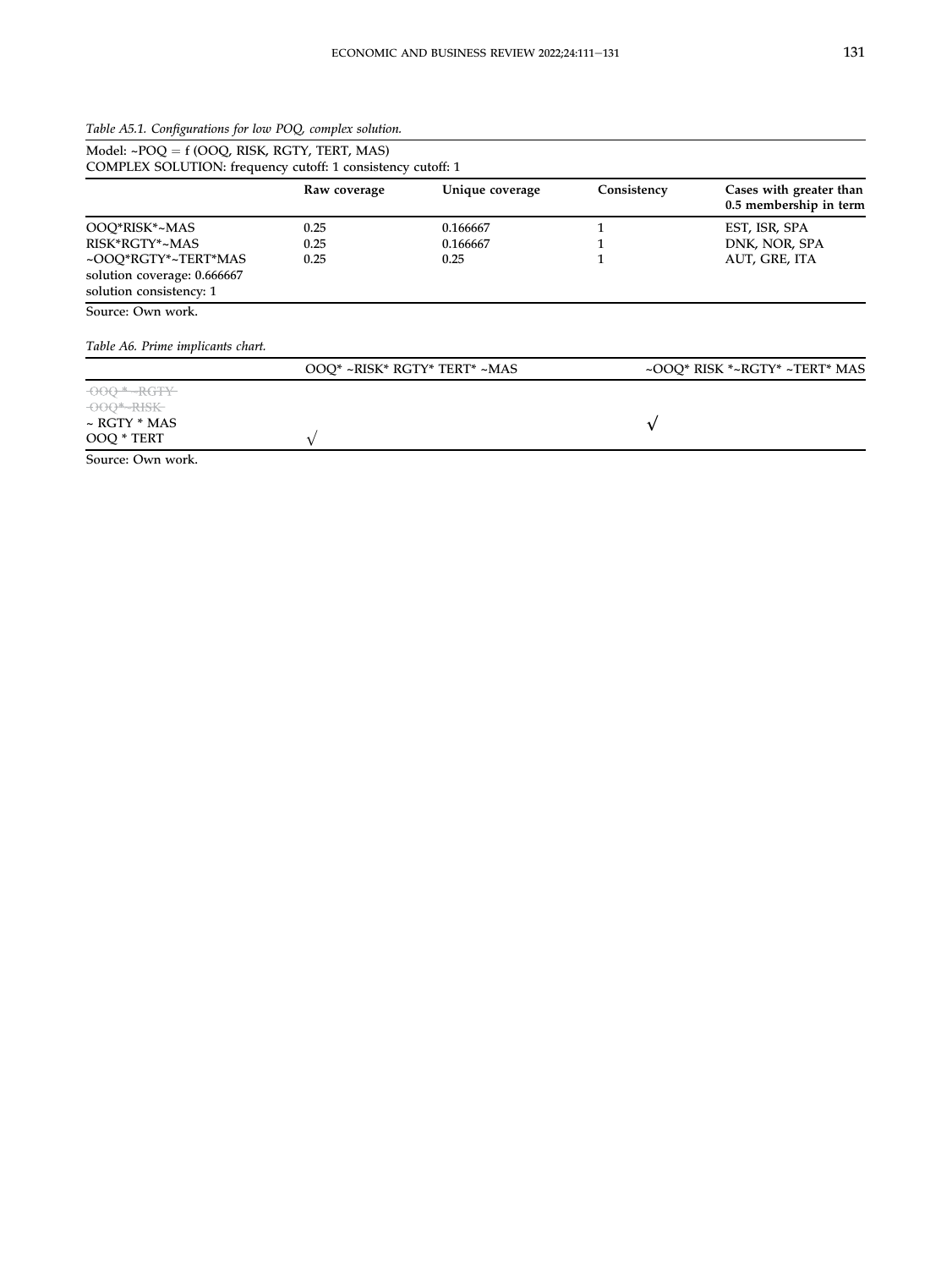*Table A5.1. Configurations for low POQ, complex solution.*

Model: ~POQ = f (OOQ, RISK, RGTY, TERT, MAS)
COMPLEX SOLUTION: frequency cutoff: 1 consistency cutoff: 1

| | Raw coverage | Unique coverage | Consistency | Cases with greater than 0.5 membership in term |
|---|---|---|---|---|
| OOQ*RISK*~MAS | 0.25 | 0.166667 | 1 | EST, ISR, SPA |
| RISK*RGTY*~MAS | 0.25 | 0.166667 | 1 | DNK, NOR, SPA |
| ~OOQ*RGTY*~TERT*MAS | 0.25 | 0.25 | 1 | AUT, GRE, ITA |
| solution coverage: 0.666667 | | | | |
| solution consistency: 1 | | | | |

Source: Own work.

*Table A6. Prime implicants chart.*

| | OOQ* ~RISK* RGTY* TERT* ~MAS | ~OOQ* RISK *~RGTY* ~TERT* MAS |
|---|---|---|
| ~~OOQ * ~RGTY~~ | | |
| ~~OOQ*~RISK~~ | | |
| ~ RGTY * MAS | | √ |
| OOQ * TERT | √ | |

Source: Own work.